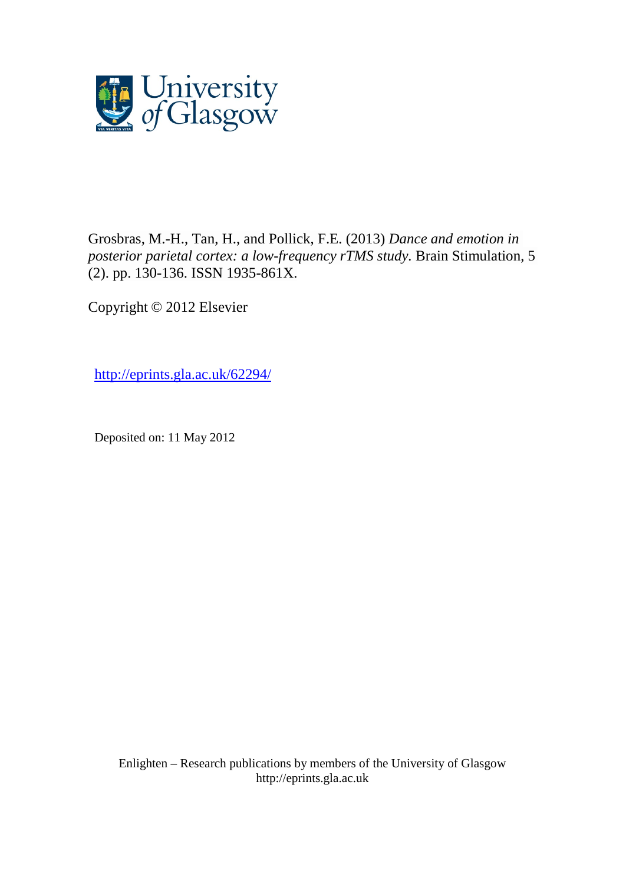Grosbras, M.-H., Tan, H., and Pollick, F.E. (2013) *Dance and emotion in posterior parietal cortex: a low-frequency rTMS study.* Brain Stimulation, 5 (2). pp. 130-136. ISSN 1935-861X.

Copyright © 2012 Elsevier

http://eprints.gla.ac.uk/62294/

Deposited on: 11 May 2012

Enlighten – Research publications by members of the University of Glasgow
http://eprints.gla.ac.uk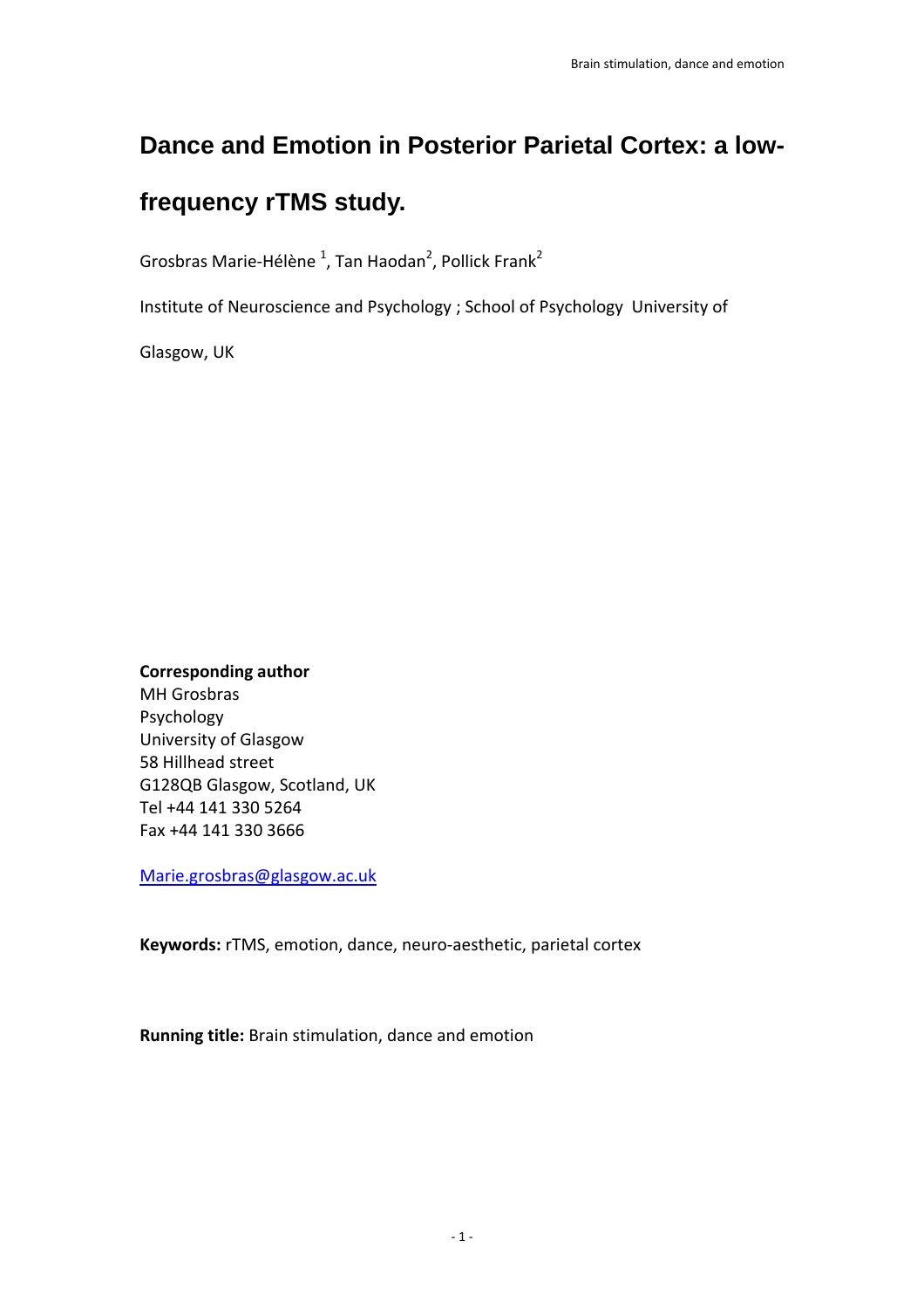# Dance and Emotion in Posterior Parietal Cortex: a low-frequency rTMS study.

Grosbras Marie-Hélène [1], Tan Haodan[2], Pollick Frank[2]

Institute of Neuroscience and Psychology ; School of Psychology University of Glasgow, UK

**Corresponding author**
MH Grosbras
Psychology
University of Glasgow
58 Hillhead street
G128QB Glasgow, Scotland, UK
Tel +44 141 330 5264
Fax +44 141 330 3666

Marie.grosbras@glasgow.ac.uk

**Keywords:** rTMS, emotion, dance, neuro-aesthetic, parietal cortex

**Running title:** Brain stimulation, dance and emotion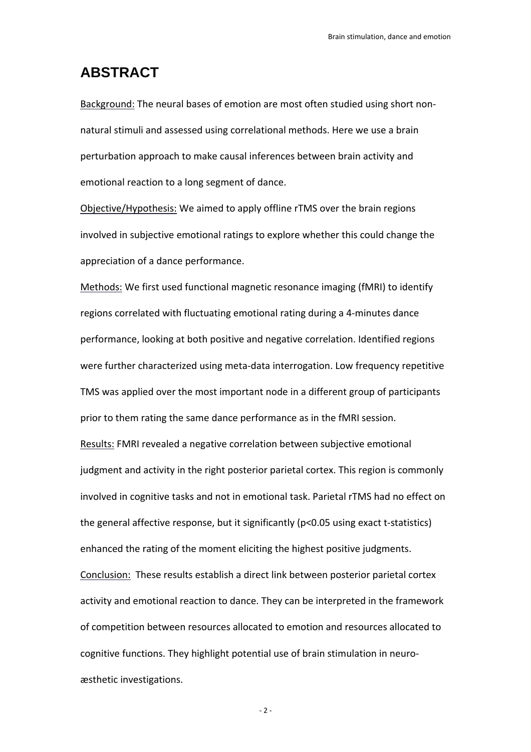# ABSTRACT

Background: The neural bases of emotion are most often studied using short non-natural stimuli and assessed using correlational methods. Here we use a brain perturbation approach to make causal inferences between brain activity and emotional reaction to a long segment of dance.

Objective/Hypothesis: We aimed to apply offline rTMS over the brain regions involved in subjective emotional ratings to explore whether this could change the appreciation of a dance performance.

Methods: We first used functional magnetic resonance imaging (fMRI) to identify regions correlated with fluctuating emotional rating during a 4-minutes dance performance, looking at both positive and negative correlation. Identified regions were further characterized using meta-data interrogation. Low frequency repetitive TMS was applied over the most important node in a different group of participants prior to them rating the same dance performance as in the fMRI session.

Results: FMRI revealed a negative correlation between subjective emotional judgment and activity in the right posterior parietal cortex. This region is commonly involved in cognitive tasks and not in emotional task. Parietal rTMS had no effect on the general affective response, but it significantly ($p<0.05$ using exact t-statistics) enhanced the rating of the moment eliciting the highest positive judgments.

Conclusion: These results establish a direct link between posterior parietal cortex activity and emotional reaction to dance. They can be interpreted in the framework of competition between resources allocated to emotion and resources allocated to cognitive functions. They highlight potential use of brain stimulation in neuro-æsthetic investigations.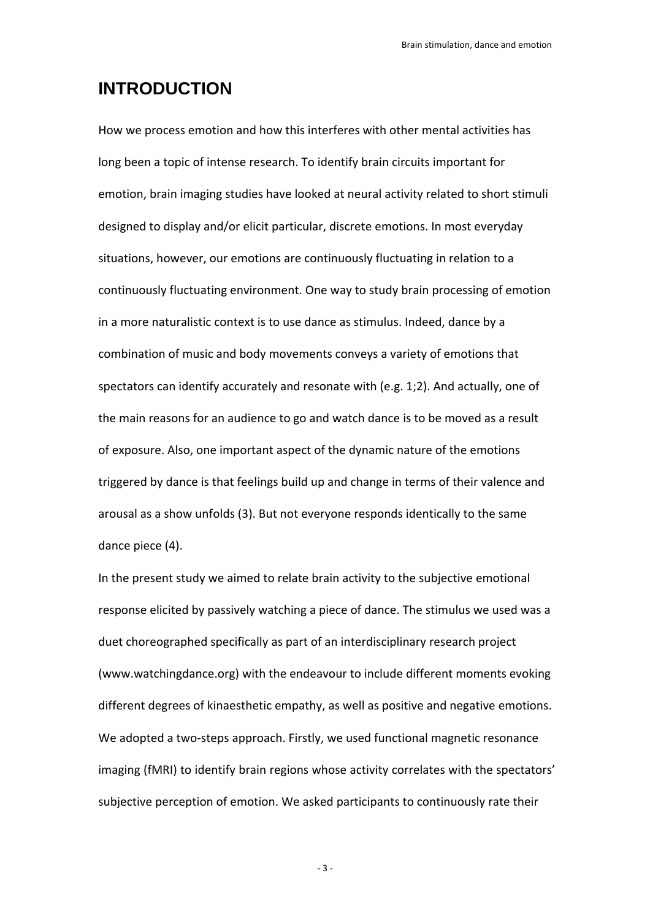# INTRODUCTION

How we process emotion and how this interferes with other mental activities has long been a topic of intense research. To identify brain circuits important for emotion, brain imaging studies have looked at neural activity related to short stimuli designed to display and/or elicit particular, discrete emotions. In most everyday situations, however, our emotions are continuously fluctuating in relation to a continuously fluctuating environment. One way to study brain processing of emotion in a more naturalistic context is to use dance as stimulus. Indeed, dance by a combination of music and body movements conveys a variety of emotions that spectators can identify accurately and resonate with (e.g. 1;2). And actually, one of the main reasons for an audience to go and watch dance is to be moved as a result of exposure. Also, one important aspect of the dynamic nature of the emotions triggered by dance is that feelings build up and change in terms of their valence and arousal as a show unfolds (3). But not everyone responds identically to the same dance piece (4).

In the present study we aimed to relate brain activity to the subjective emotional response elicited by passively watching a piece of dance. The stimulus we used was a duet choreographed specifically as part of an interdisciplinary research project (www.watchingdance.org) with the endeavour to include different moments evoking different degrees of kinaesthetic empathy, as well as positive and negative emotions. We adopted a two-steps approach. Firstly, we used functional magnetic resonance imaging (fMRI) to identify brain regions whose activity correlates with the spectators' subjective perception of emotion. We asked participants to continuously rate their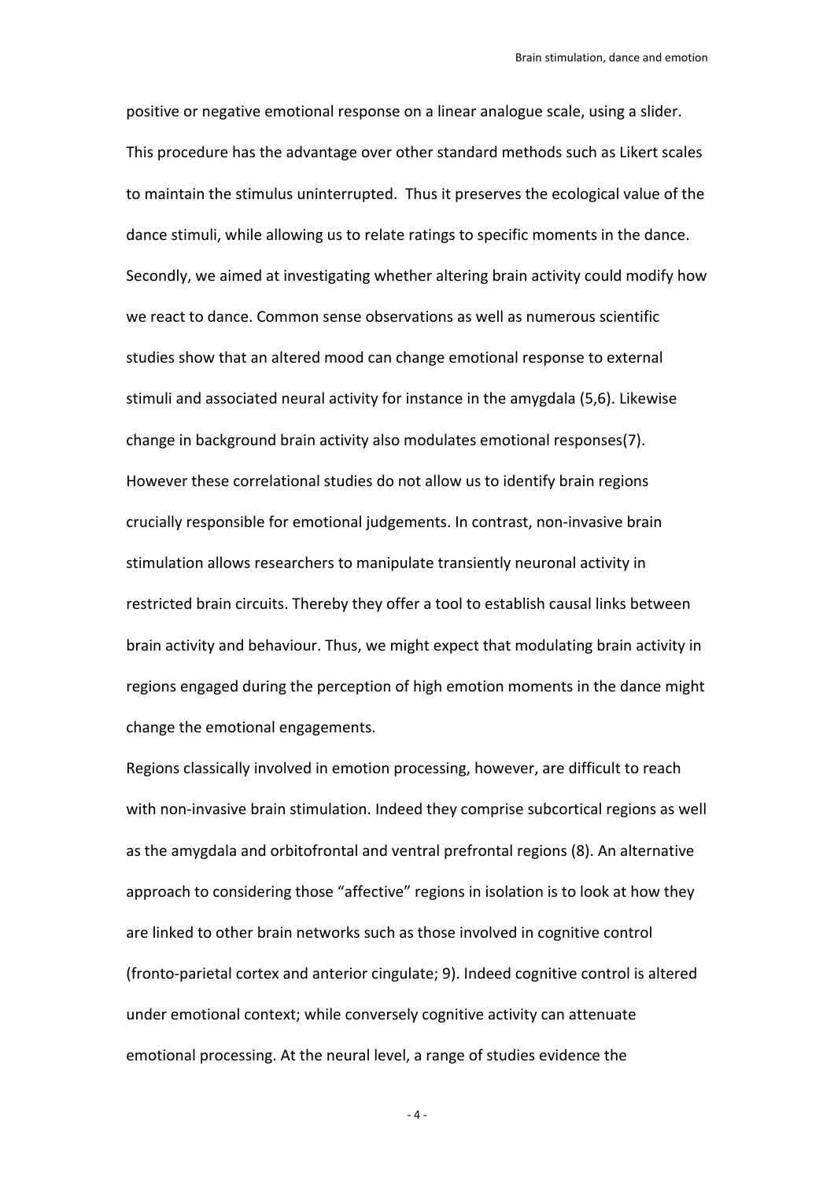positive or negative emotional response on a linear analogue scale, using a slider. This procedure has the advantage over other standard methods such as Likert scales to maintain the stimulus uninterrupted. Thus it preserves the ecological value of the dance stimuli, while allowing us to relate ratings to specific moments in the dance. Secondly, we aimed at investigating whether altering brain activity could modify how we react to dance. Common sense observations as well as numerous scientific studies show that an altered mood can change emotional response to external stimuli and associated neural activity for instance in the amygdala (5,6). Likewise change in background brain activity also modulates emotional responses(7). However these correlational studies do not allow us to identify brain regions crucially responsible for emotional judgements. In contrast, non-invasive brain stimulation allows researchers to manipulate transiently neuronal activity in restricted brain circuits. Thereby they offer a tool to establish causal links between brain activity and behaviour. Thus, we might expect that modulating brain activity in regions engaged during the perception of high emotion moments in the dance might change the emotional engagements.

Regions classically involved in emotion processing, however, are difficult to reach with non-invasive brain stimulation. Indeed they comprise subcortical regions as well as the amygdala and orbitofrontal and ventral prefrontal regions (8). An alternative approach to considering those "affective" regions in isolation is to look at how they are linked to other brain networks such as those involved in cognitive control (fronto-parietal cortex and anterior cingulate; 9). Indeed cognitive control is altered under emotional context; while conversely cognitive activity can attenuate emotional processing. At the neural level, a range of studies evidence the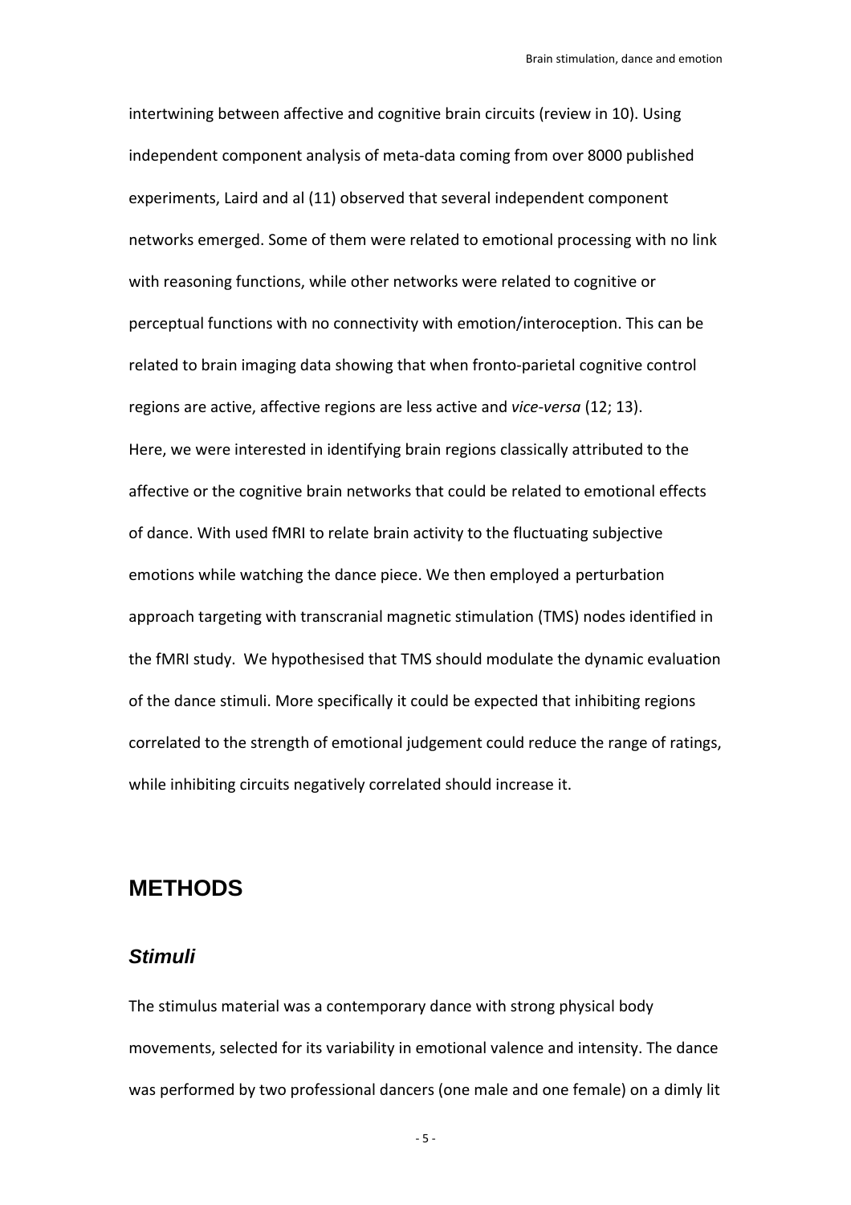intertwining between affective and cognitive brain circuits (review in 10). Using independent component analysis of meta-data coming from over 8000 published experiments, Laird and al (11) observed that several independent component networks emerged. Some of them were related to emotional processing with no link with reasoning functions, while other networks were related to cognitive or perceptual functions with no connectivity with emotion/interoception. This can be related to brain imaging data showing that when fronto-parietal cognitive control regions are active, affective regions are less active and *vice-versa* (12; 13).
Here, we were interested in identifying brain regions classically attributed to the affective or the cognitive brain networks that could be related to emotional effects of dance. With used fMRI to relate brain activity to the fluctuating subjective emotions while watching the dance piece. We then employed a perturbation approach targeting with transcranial magnetic stimulation (TMS) nodes identified in the fMRI study. We hypothesised that TMS should modulate the dynamic evaluation of the dance stimuli. More specifically it could be expected that inhibiting regions correlated to the strength of emotional judgement could reduce the range of ratings, while inhibiting circuits negatively correlated should increase it.

# METHODS

## *Stimuli*

The stimulus material was a contemporary dance with strong physical body movements, selected for its variability in emotional valence and intensity. The dance was performed by two professional dancers (one male and one female) on a dimly lit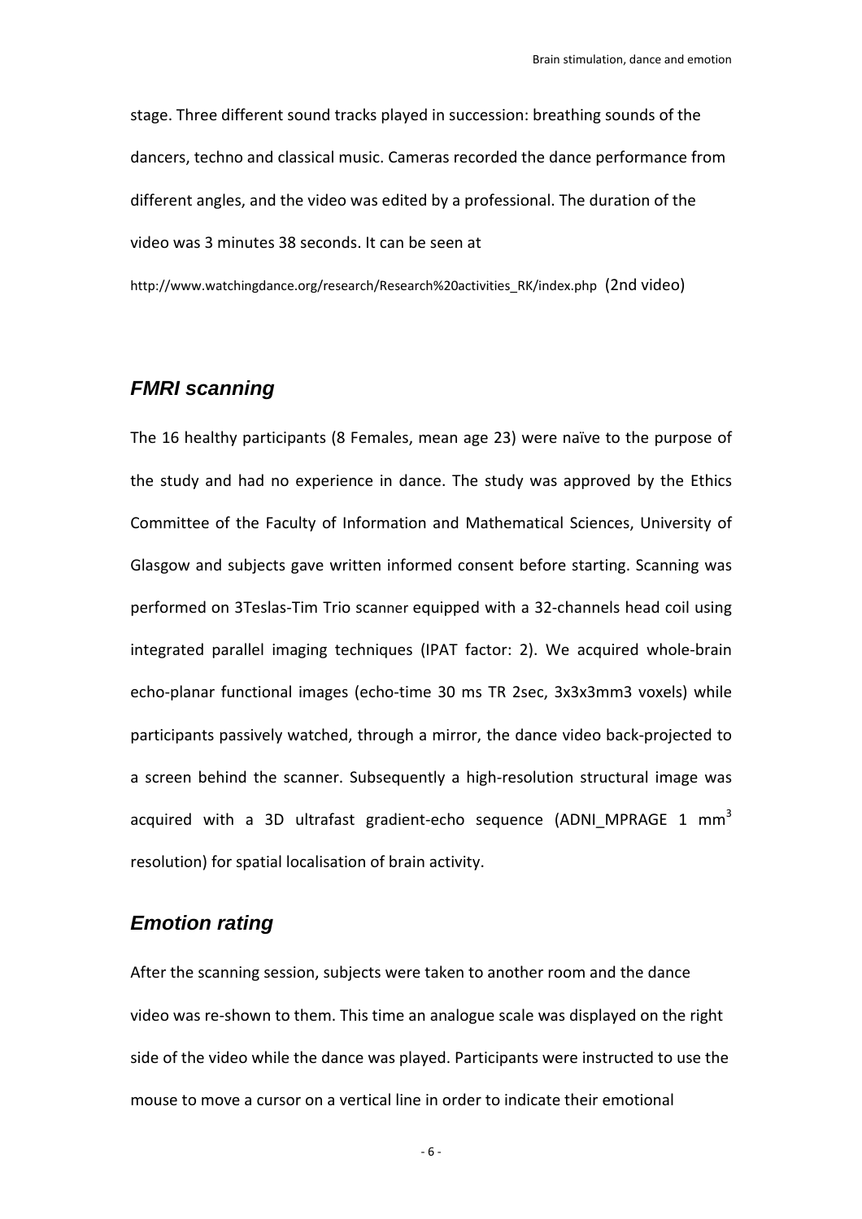stage. Three different sound tracks played in succession: breathing sounds of the dancers, techno and classical music. Cameras recorded the dance performance from different angles, and the video was edited by a professional. The duration of the video was 3 minutes 38 seconds. It can be seen at

http://www.watchingdance.org/research/Research%20activities_RK/index.php (2nd video)

## *FMRI scanning*

The 16 healthy participants (8 Females, mean age 23) were naïve to the purpose of the study and had no experience in dance. The study was approved by the Ethics Committee of the Faculty of Information and Mathematical Sciences, University of Glasgow and subjects gave written informed consent before starting. Scanning was performed on 3Teslas-Tim Trio scanner equipped with a 32-channels head coil using integrated parallel imaging techniques (IPAT factor: 2). We acquired whole-brain echo-planar functional images (echo-time 30 ms TR 2sec, 3x3x3mm3 voxels) while participants passively watched, through a mirror, the dance video back-projected to a screen behind the scanner. Subsequently a high-resolution structural image was acquired with a 3D ultrafast gradient-echo sequence (ADNI_MPRAGE 1 $mm^3$ resolution) for spatial localisation of brain activity.

## *Emotion rating*

After the scanning session, subjects were taken to another room and the dance video was re-shown to them. This time an analogue scale was displayed on the right side of the video while the dance was played. Participants were instructed to use the mouse to move a cursor on a vertical line in order to indicate their emotional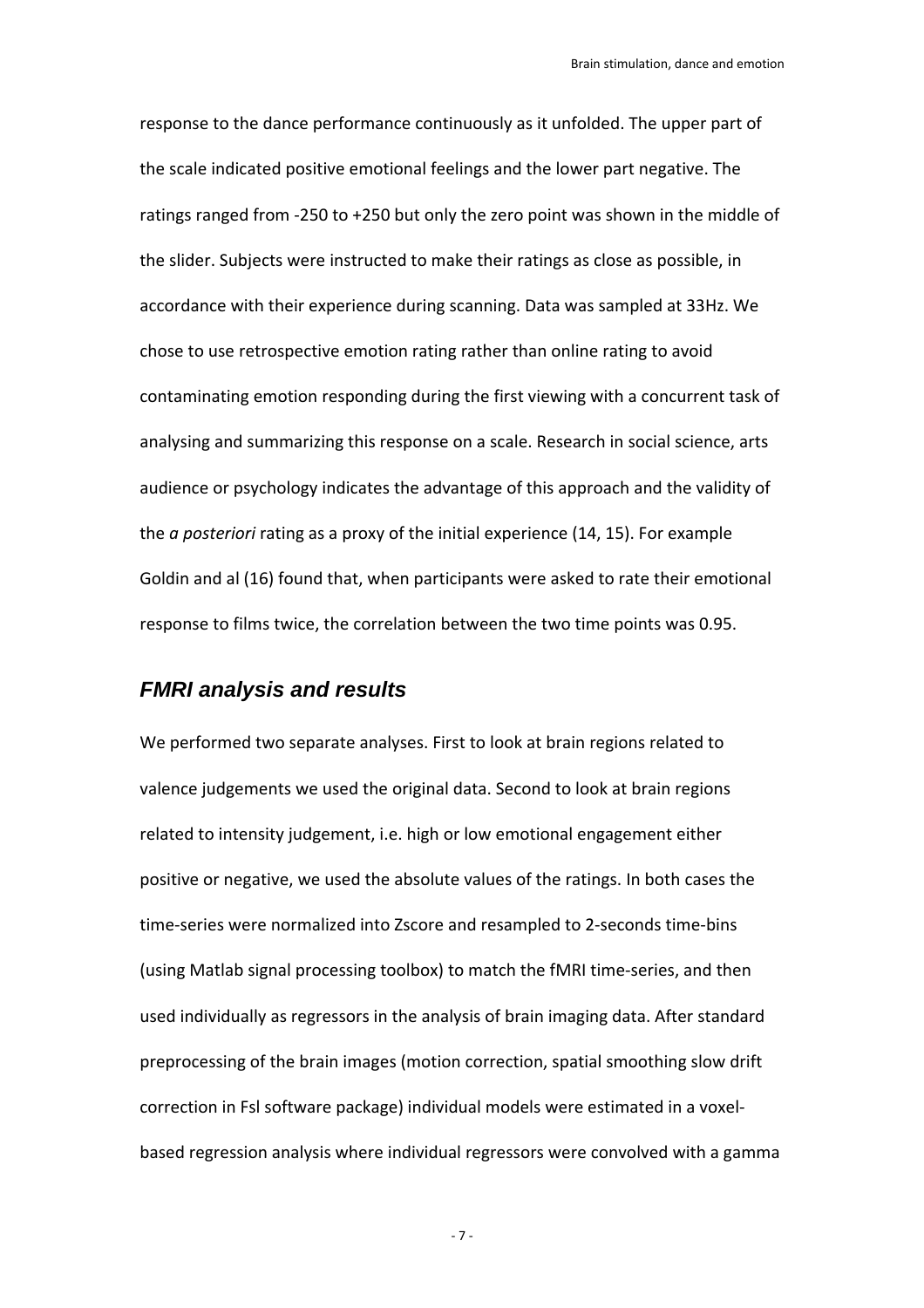response to the dance performance continuously as it unfolded. The upper part of the scale indicated positive emotional feelings and the lower part negative. The ratings ranged from -250 to +250 but only the zero point was shown in the middle of the slider. Subjects were instructed to make their ratings as close as possible, in accordance with their experience during scanning. Data was sampled at 33Hz. We chose to use retrospective emotion rating rather than online rating to avoid contaminating emotion responding during the first viewing with a concurrent task of analysing and summarizing this response on a scale. Research in social science, arts audience or psychology indicates the advantage of this approach and the validity of the *a posteriori* rating as a proxy of the initial experience (14, 15). For example Goldin and al (16) found that, when participants were asked to rate their emotional response to films twice, the correlation between the two time points was 0.95.

## *FMRI analysis and results*

We performed two separate analyses. First to look at brain regions related to valence judgements we used the original data. Second to look at brain regions related to intensity judgement, i.e. high or low emotional engagement either positive or negative, we used the absolute values of the ratings. In both cases the time-series were normalized into Zscore and resampled to 2-seconds time-bins (using Matlab signal processing toolbox) to match the fMRI time-series, and then used individually as regressors in the analysis of brain imaging data. After standard preprocessing of the brain images (motion correction, spatial smoothing slow drift correction in Fsl software package) individual models were estimated in a voxel-based regression analysis where individual regressors were convolved with a gamma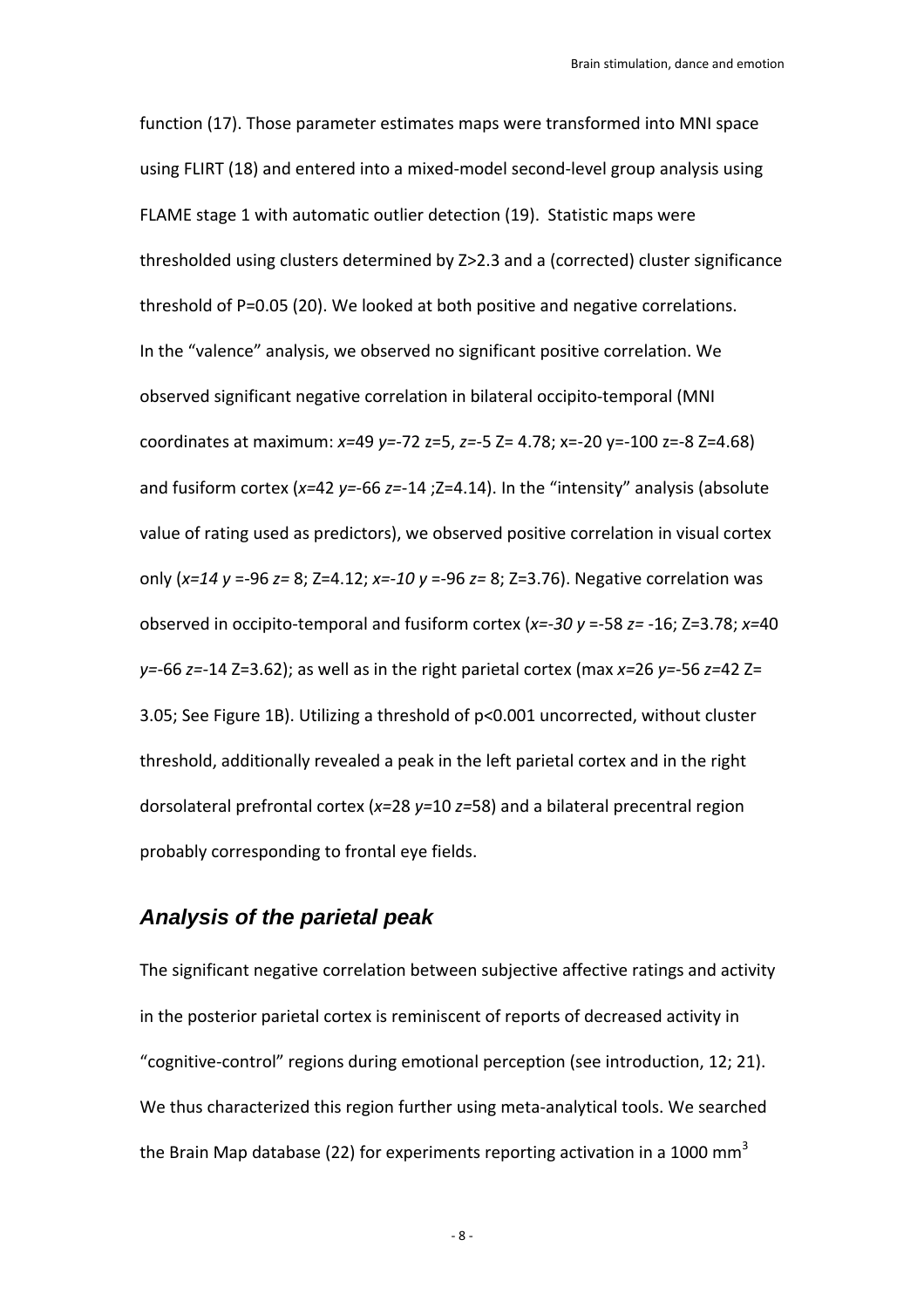function (17). Those parameter estimates maps were transformed into MNI space using FLIRT (18) and entered into a mixed-model second-level group analysis using FLAME stage 1 with automatic outlier detection (19). Statistic maps were thresholded using clusters determined by Z>2.3 and a (corrected) cluster significance threshold of P=0.05 (20). We looked at both positive and negative correlations. In the "valence" analysis, we observed no significant positive correlation. We observed significant negative correlation in bilateral occipito-temporal (MNI coordinates at maximum: *x*=49 *y*=-72 z=5, *z*=-5 Z= 4.78; x=-20 y=-100 z=-8 Z=4.68) and fusiform cortex (*x*=42 *y*=-66 *z*=-14 ;Z=4.14). In the "intensity" analysis (absolute value of rating used as predictors), we observed positive correlation in visual cortex only (*x=14 y* =-96 *z*= 8; Z=4.12; *x=-10 y* =-96 *z*= 8; Z=3.76). Negative correlation was observed in occipito-temporal and fusiform cortex (*x=-30 y* =-58 *z*= -16; Z=3.78; *x*=40 *y*=-66 *z*=-14 Z=3.62); as well as in the right parietal cortex (max *x*=26 *y*=-56 *z*=42 Z= 3.05; See Figure 1B). Utilizing a threshold of p<0.001 uncorrected, without cluster threshold, additionally revealed a peak in the left parietal cortex and in the right dorsolateral prefrontal cortex (*x*=28 *y*=10 *z*=58) and a bilateral precentral region probably corresponding to frontal eye fields.

## *Analysis of the parietal peak*

The significant negative correlation between subjective affective ratings and activity in the posterior parietal cortex is reminiscent of reports of decreased activity in "cognitive-control" regions during emotional perception (see introduction, 12; 21). We thus characterized this region further using meta-analytical tools. We searched the Brain Map database (22) for experiments reporting activation in a 1000 $mm^3$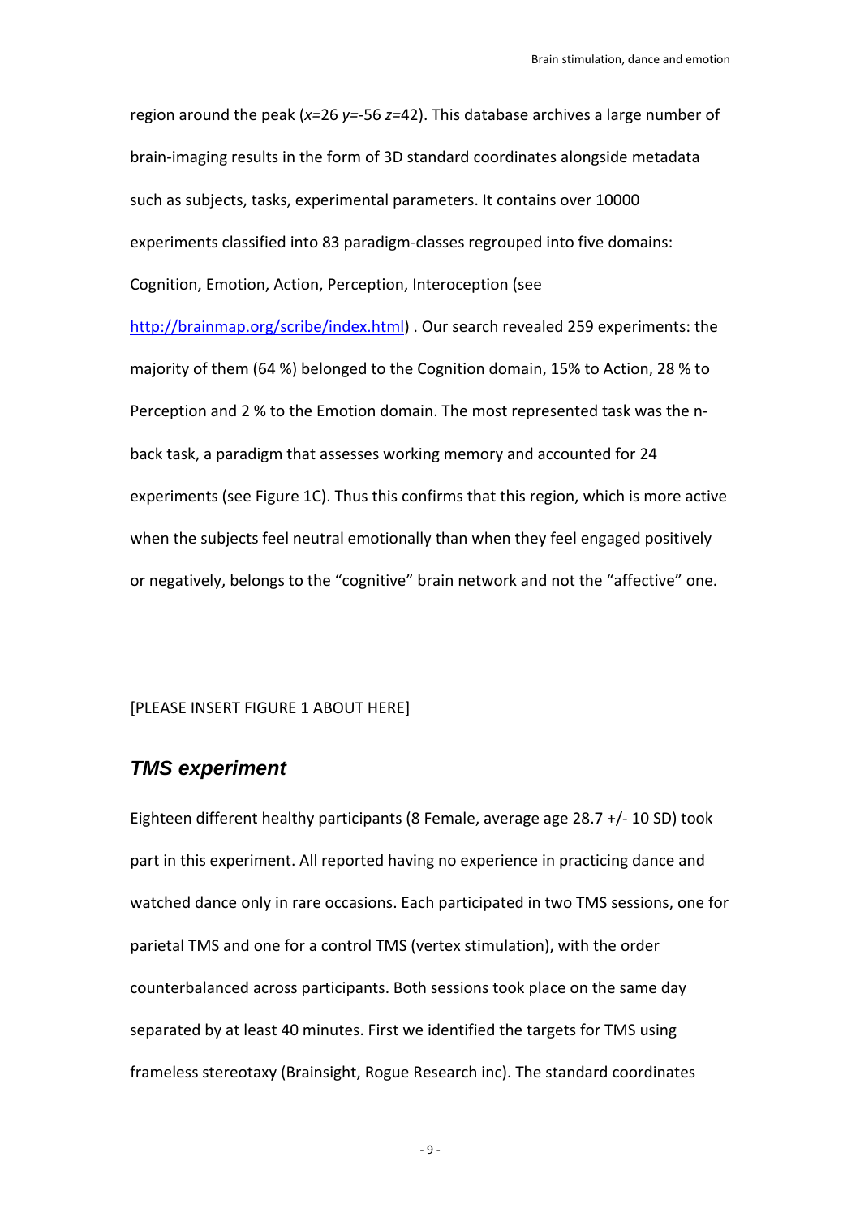region around the peak (*x*=26 *y*=-56 *z*=42). This database archives a large number of brain-imaging results in the form of 3D standard coordinates alongside metadata such as subjects, tasks, experimental parameters. It contains over 10000 experiments classified into 83 paradigm-classes regrouped into five domains: Cognition, Emotion, Action, Perception, Interoception (see [http://brainmap.org/scribe/index.html](http://brainmap.org/scribe/index.html)) . Our search revealed 259 experiments: the majority of them (64 %) belonged to the Cognition domain, 15% to Action, 28 % to Perception and 2 % to the Emotion domain. The most represented task was the n-back task, a paradigm that assesses working memory and accounted for 24 experiments (see Figure 1C). Thus this confirms that this region, which is more active when the subjects feel neutral emotionally than when they feel engaged positively or negatively, belongs to the “cognitive” brain network and not the “affective” one.

[PLEASE INSERT FIGURE 1 ABOUT HERE]

### *TMS experiment*

Eighteen different healthy participants (8 Female, average age 28.7 +/- 10 SD) took part in this experiment. All reported having no experience in practicing dance and watched dance only in rare occasions. Each participated in two TMS sessions, one for parietal TMS and one for a control TMS (vertex stimulation), with the order counterbalanced across participants. Both sessions took place on the same day separated by at least 40 minutes. First we identified the targets for TMS using frameless stereotaxy (Brainsight, Rogue Research inc). The standard coordinates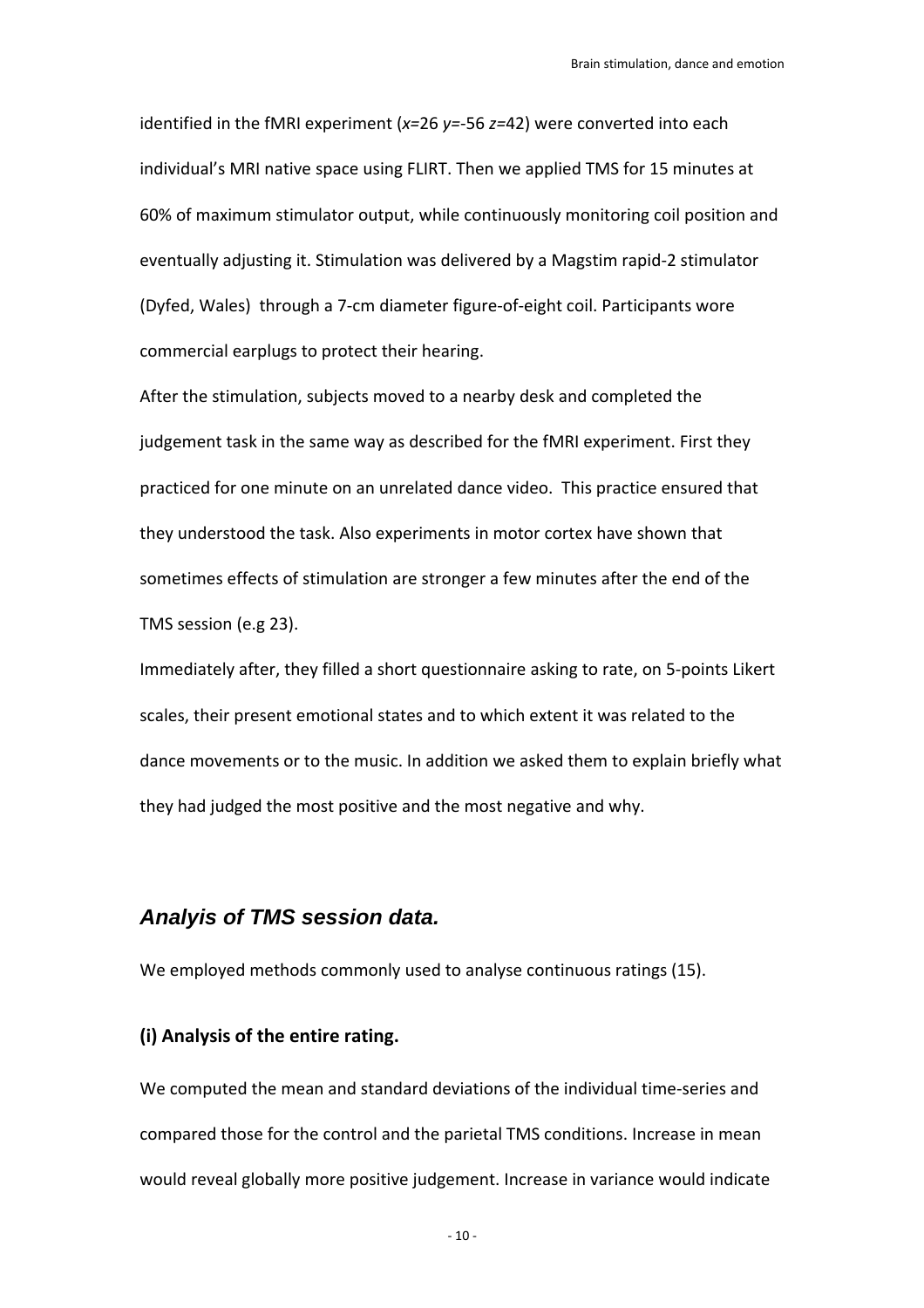identified in the fMRI experiment (*x*=26 *y*=-56 *z*=42) were converted into each individual's MRI native space using FLIRT. Then we applied TMS for 15 minutes at 60% of maximum stimulator output, while continuously monitoring coil position and eventually adjusting it. Stimulation was delivered by a Magstim rapid-2 stimulator (Dyfed, Wales) through a 7-cm diameter figure-of-eight coil. Participants wore commercial earplugs to protect their hearing.

After the stimulation, subjects moved to a nearby desk and completed the judgement task in the same way as described for the fMRI experiment. First they practiced for one minute on an unrelated dance video. This practice ensured that they understood the task. Also experiments in motor cortex have shown that sometimes effects of stimulation are stronger a few minutes after the end of the TMS session (e.g 23).

Immediately after, they filled a short questionnaire asking to rate, on 5-points Likert scales, their present emotional states and to which extent it was related to the dance movements or to the music. In addition we asked them to explain briefly what they had judged the most positive and the most negative and why.

## *Analyis of TMS session data.*

We employed methods commonly used to analyse continuous ratings (15).

### (i) Analysis of the entire rating.

We computed the mean and standard deviations of the individual time-series and compared those for the control and the parietal TMS conditions. Increase in mean would reveal globally more positive judgement. Increase in variance would indicate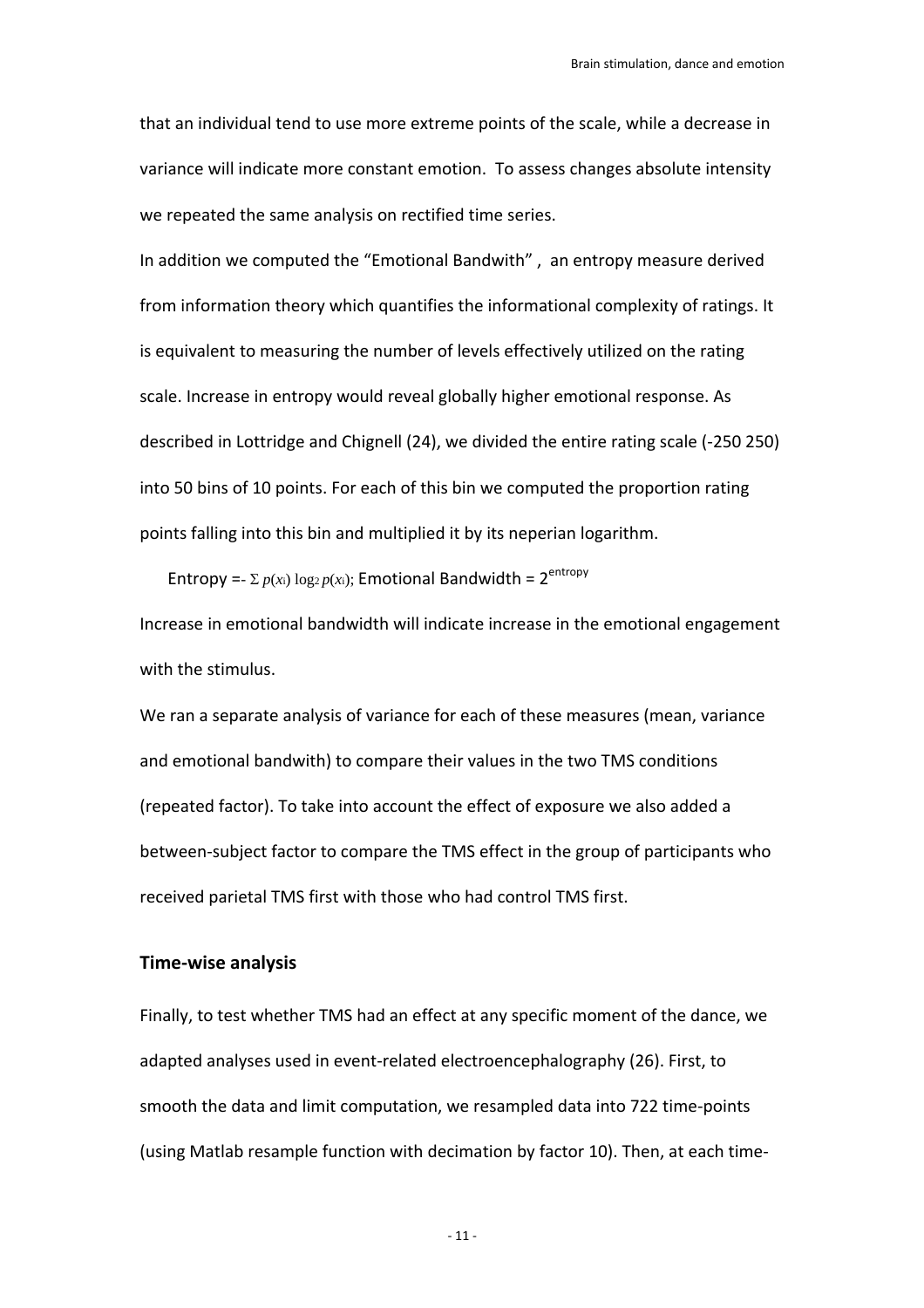that an individual tend to use more extreme points of the scale, while a decrease in variance will indicate more constant emotion. To assess changes absolute intensity we repeated the same analysis on rectified time series.

In addition we computed the “Emotional Bandwith” , an entropy measure derived from information theory which quantifies the informational complexity of ratings. It is equivalent to measuring the number of levels effectively utilized on the rating scale. Increase in entropy would reveal globally higher emotional response. As described in Lottridge and Chignell (24), we divided the entire rating scale (-250 250) into 50 bins of 10 points. For each of this bin we computed the proportion rating points falling into this bin and multiplied it by its neperian logarithm.

Entropy $= -\Sigma\, p(x_i) \log_2 p(x_i)$; Emotional Bandwidth $= 2^{\text{entropy}}$

Increase in emotional bandwidth will indicate increase in the emotional engagement with the stimulus.

We ran a separate analysis of variance for each of these measures (mean, variance and emotional bandwith) to compare their values in the two TMS conditions (repeated factor). To take into account the effect of exposure we also added a between-subject factor to compare the TMS effect in the group of participants who received parietal TMS first with those who had control TMS first.

### Time-wise analysis

Finally, to test whether TMS had an effect at any specific moment of the dance, we adapted analyses used in event-related electroencephalography (26). First, to smooth the data and limit computation, we resampled data into 722 time-points (using Matlab resample function with decimation by factor 10). Then, at each time-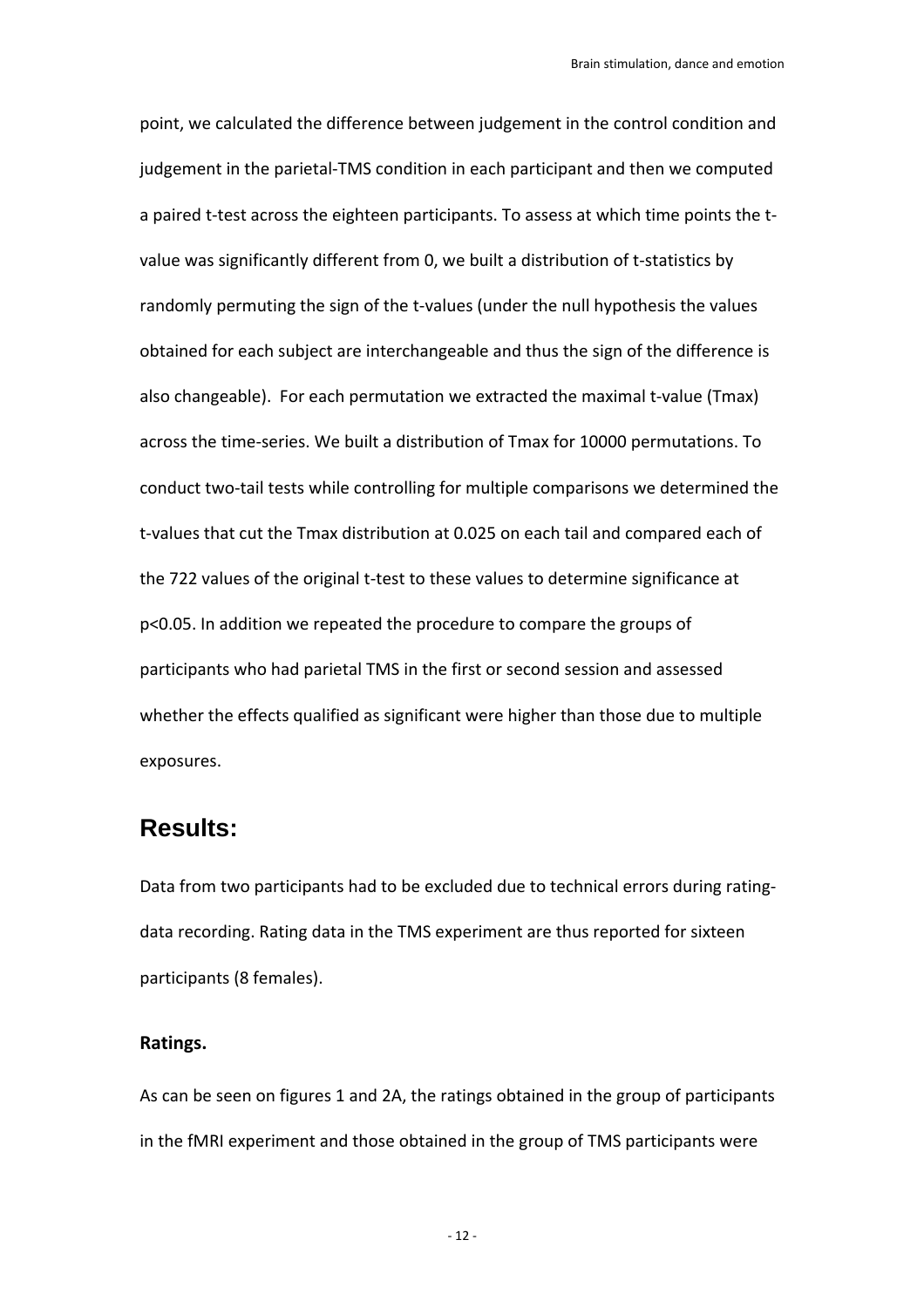point, we calculated the difference between judgement in the control condition and judgement in the parietal-TMS condition in each participant and then we computed a paired t-test across the eighteen participants. To assess at which time points the t-value was significantly different from 0, we built a distribution of t-statistics by randomly permuting the sign of the t-values (under the null hypothesis the values obtained for each subject are interchangeable and thus the sign of the difference is also changeable). For each permutation we extracted the maximal t-value (Tmax) across the time-series. We built a distribution of Tmax for 10000 permutations. To conduct two-tail tests while controlling for multiple comparisons we determined the t-values that cut the Tmax distribution at 0.025 on each tail and compared each of the 722 values of the original t-test to these values to determine significance at $p<0.05$. In addition we repeated the procedure to compare the groups of participants who had parietal TMS in the first or second session and assessed whether the effects qualified as significant were higher than those due to multiple exposures.

## Results:

Data from two participants had to be excluded due to technical errors during rating-data recording. Rating data in the TMS experiment are thus reported for sixteen participants (8 females).

### Ratings.

As can be seen on figures 1 and 2A, the ratings obtained in the group of participants in the fMRI experiment and those obtained in the group of TMS participants were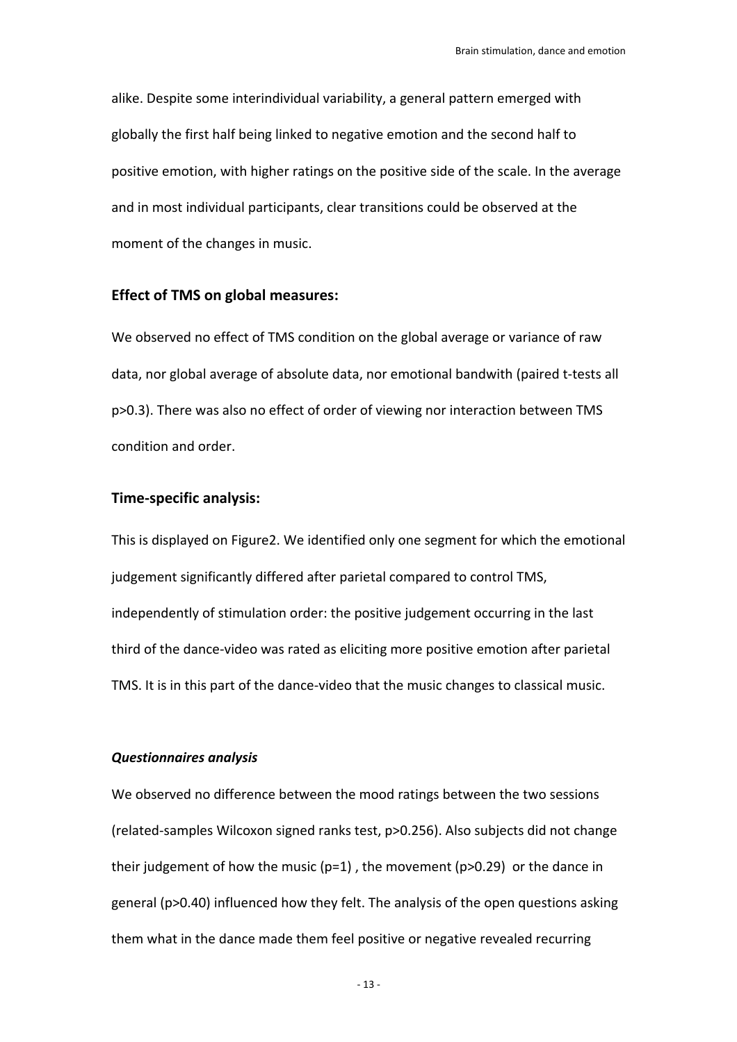alike. Despite some interindividual variability, a general pattern emerged with globally the first half being linked to negative emotion and the second half to positive emotion, with higher ratings on the positive side of the scale. In the average and in most individual participants, clear transitions could be observed at the moment of the changes in music.

### Effect of TMS on global measures:

We observed no effect of TMS condition on the global average or variance of raw data, nor global average of absolute data, nor emotional bandwith (paired t-tests all $p>0.3$). There was also no effect of order of viewing nor interaction between TMS condition and order.

### Time-specific analysis:

This is displayed on Figure2. We identified only one segment for which the emotional judgement significantly differed after parietal compared to control TMS, independently of stimulation order: the positive judgement occurring in the last third of the dance-video was rated as eliciting more positive emotion after parietal TMS. It is in this part of the dance-video that the music changes to classical music.

#### *Questionnaires analysis*

We observed no difference between the mood ratings between the two sessions (related-samples Wilcoxon signed ranks test, $p>0.256$). Also subjects did not change their judgement of how the music ($p=1$) , the movement ($p>0.29$) or the dance in general ($p>0.40$) influenced how they felt. The analysis of the open questions asking them what in the dance made them feel positive or negative revealed recurring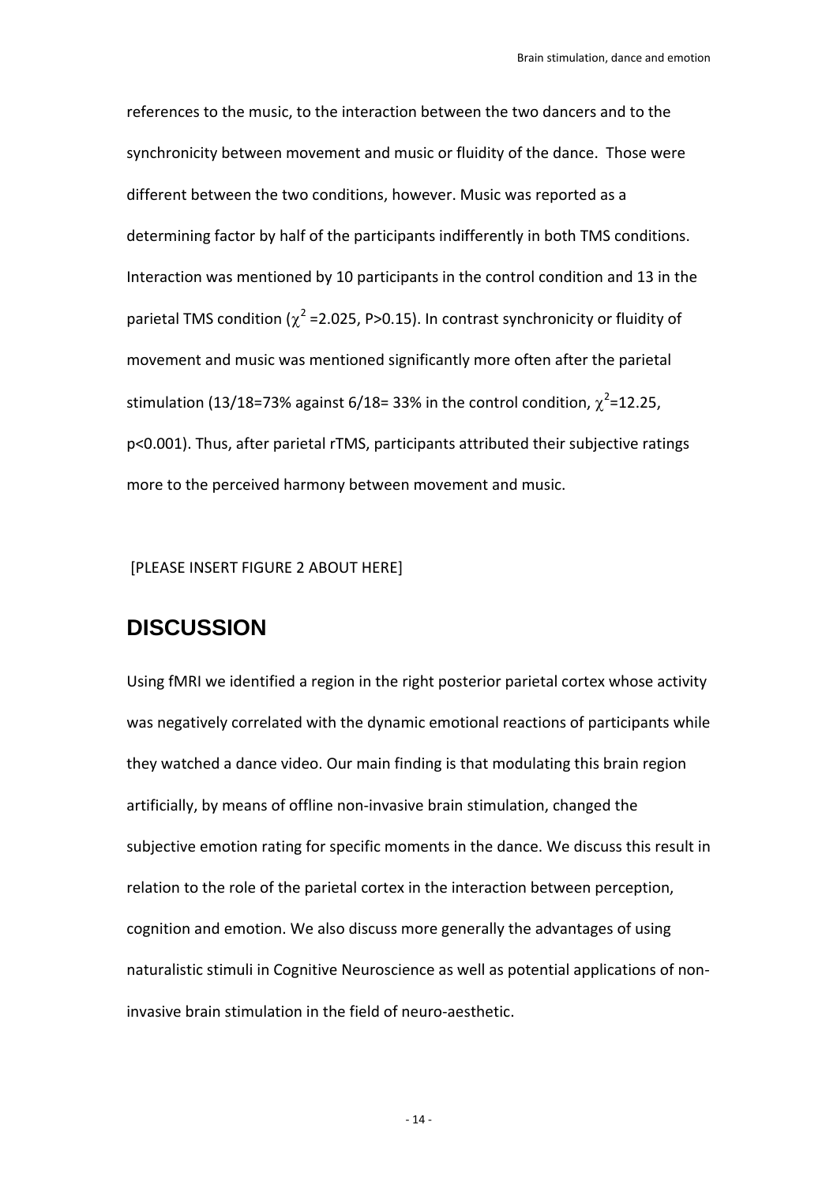references to the music, to the interaction between the two dancers and to the synchronicity between movement and music or fluidity of the dance. Those were different between the two conditions, however. Music was reported as a determining factor by half of the participants indifferently in both TMS conditions. Interaction was mentioned by 10 participants in the control condition and 13 in the parietal TMS condition ($\chi^2$ =2.025, P>0.15). In contrast synchronicity or fluidity of movement and music was mentioned significantly more often after the parietal stimulation (13/18=73% against 6/18= 33% in the control condition, $\chi^2$=12.25, p<0.001). Thus, after parietal rTMS, participants attributed their subjective ratings more to the perceived harmony between movement and music.

[PLEASE INSERT FIGURE 2 ABOUT HERE]

## DISCUSSION

Using fMRI we identified a region in the right posterior parietal cortex whose activity was negatively correlated with the dynamic emotional reactions of participants while they watched a dance video. Our main finding is that modulating this brain region artificially, by means of offline non-invasive brain stimulation, changed the subjective emotion rating for specific moments in the dance. We discuss this result in relation to the role of the parietal cortex in the interaction between perception, cognition and emotion. We also discuss more generally the advantages of using naturalistic stimuli in Cognitive Neuroscience as well as potential applications of non-invasive brain stimulation in the field of neuro-aesthetic.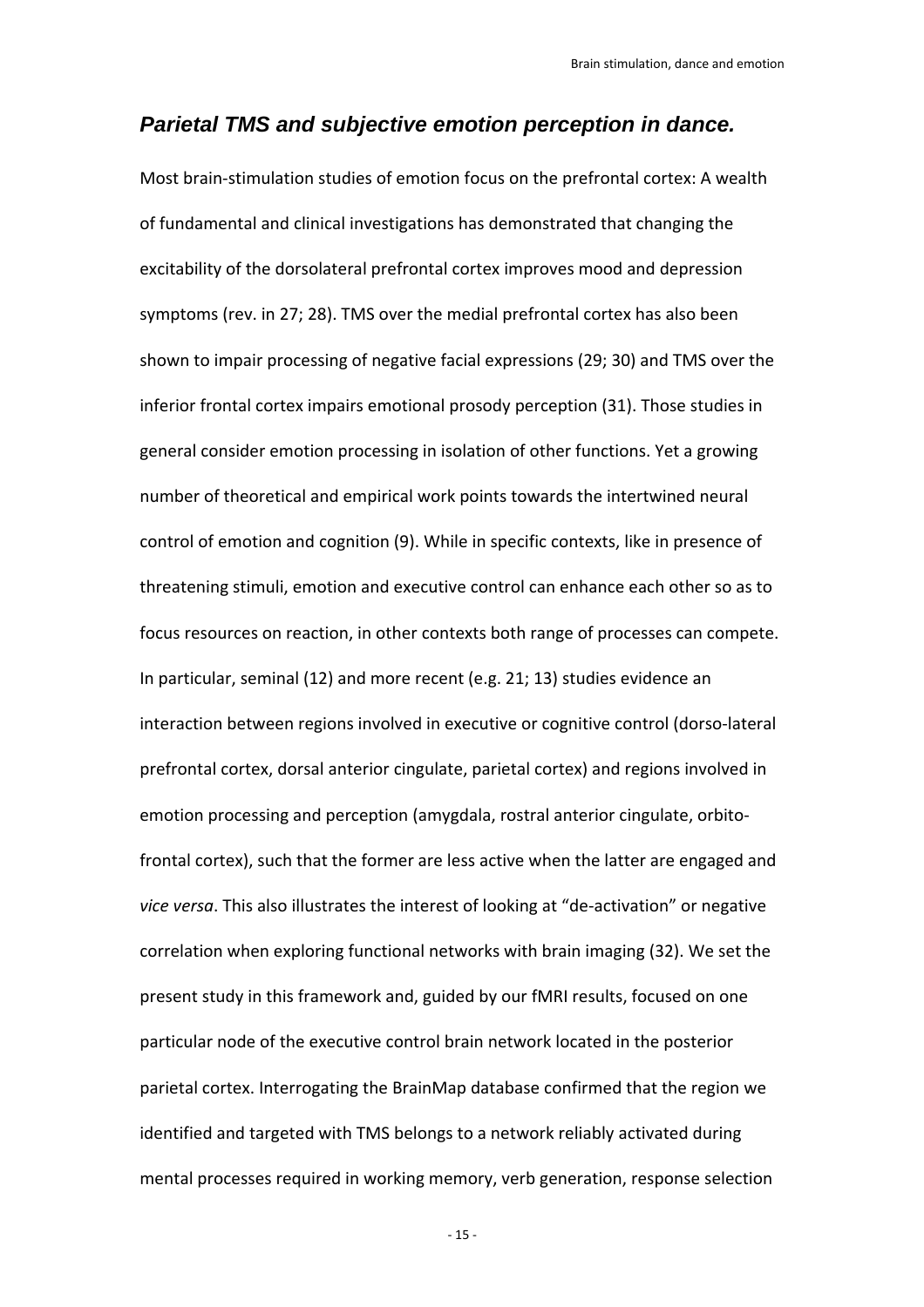## *Parietal TMS and subjective emotion perception in dance.*

Most brain-stimulation studies of emotion focus on the prefrontal cortex: A wealth of fundamental and clinical investigations has demonstrated that changing the excitability of the dorsolateral prefrontal cortex improves mood and depression symptoms (rev. in 27; 28). TMS over the medial prefrontal cortex has also been shown to impair processing of negative facial expressions (29; 30) and TMS over the inferior frontal cortex impairs emotional prosody perception (31). Those studies in general consider emotion processing in isolation of other functions. Yet a growing number of theoretical and empirical work points towards the intertwined neural control of emotion and cognition (9). While in specific contexts, like in presence of threatening stimuli, emotion and executive control can enhance each other so as to focus resources on reaction, in other contexts both range of processes can compete. In particular, seminal (12) and more recent (e.g. 21; 13) studies evidence an interaction between regions involved in executive or cognitive control (dorso-lateral prefrontal cortex, dorsal anterior cingulate, parietal cortex) and regions involved in emotion processing and perception (amygdala, rostral anterior cingulate, orbito-frontal cortex), such that the former are less active when the latter are engaged and *vice versa*. This also illustrates the interest of looking at "de-activation" or negative correlation when exploring functional networks with brain imaging (32). We set the present study in this framework and, guided by our fMRI results, focused on one particular node of the executive control brain network located in the posterior parietal cortex. Interrogating the BrainMap database confirmed that the region we identified and targeted with TMS belongs to a network reliably activated during mental processes required in working memory, verb generation, response selection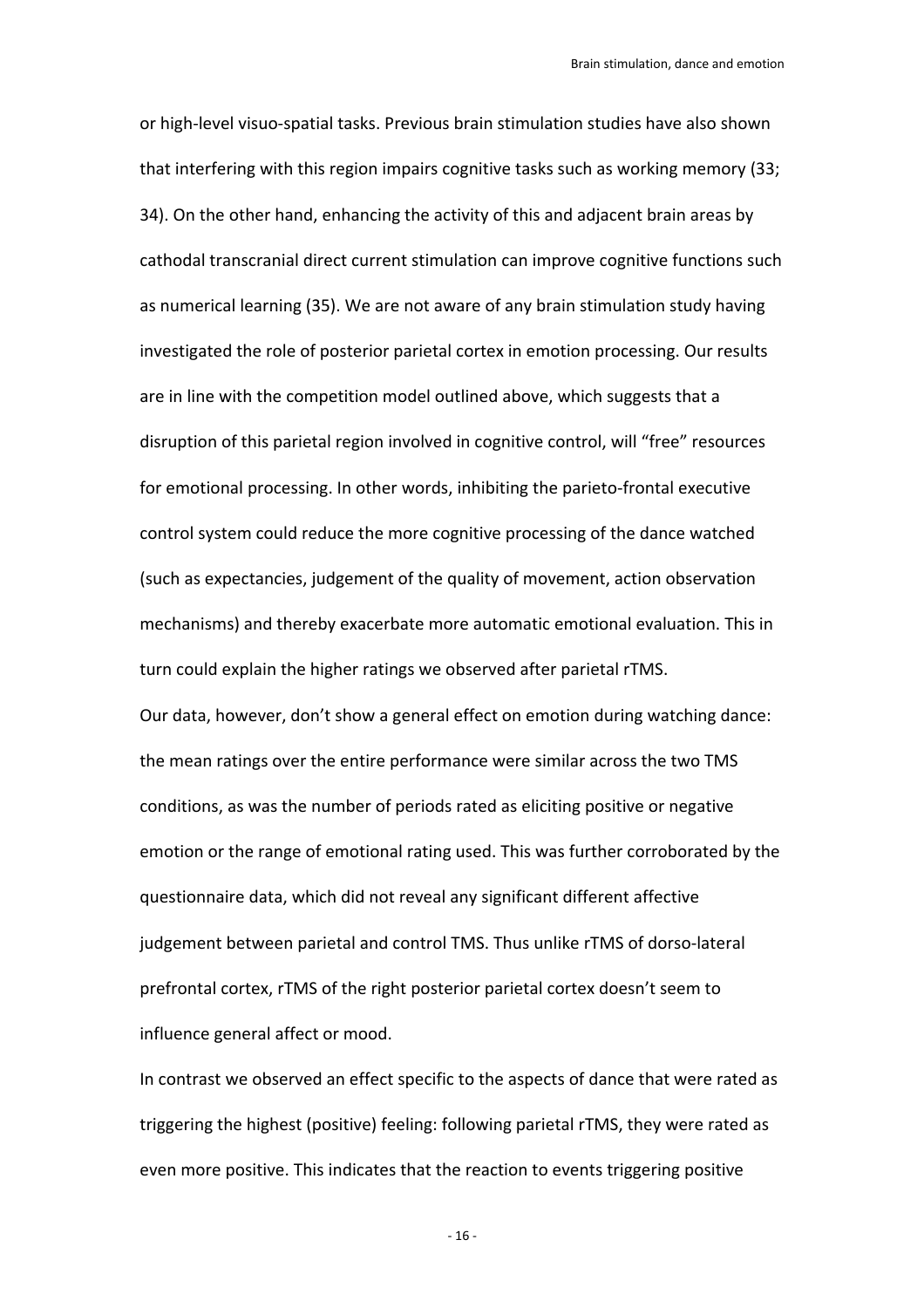or high-level visuo-spatial tasks. Previous brain stimulation studies have also shown that interfering with this region impairs cognitive tasks such as working memory (33; 34). On the other hand, enhancing the activity of this and adjacent brain areas by cathodal transcranial direct current stimulation can improve cognitive functions such as numerical learning (35). We are not aware of any brain stimulation study having investigated the role of posterior parietal cortex in emotion processing. Our results are in line with the competition model outlined above, which suggests that a disruption of this parietal region involved in cognitive control, will "free" resources for emotional processing. In other words, inhibiting the parieto-frontal executive control system could reduce the more cognitive processing of the dance watched (such as expectancies, judgement of the quality of movement, action observation mechanisms) and thereby exacerbate more automatic emotional evaluation. This in turn could explain the higher ratings we observed after parietal rTMS.

Our data, however, don't show a general effect on emotion during watching dance: the mean ratings over the entire performance were similar across the two TMS conditions, as was the number of periods rated as eliciting positive or negative emotion or the range of emotional rating used. This was further corroborated by the questionnaire data, which did not reveal any significant different affective judgement between parietal and control TMS. Thus unlike rTMS of dorso-lateral prefrontal cortex, rTMS of the right posterior parietal cortex doesn't seem to influence general affect or mood.

In contrast we observed an effect specific to the aspects of dance that were rated as triggering the highest (positive) feeling: following parietal rTMS, they were rated as even more positive. This indicates that the reaction to events triggering positive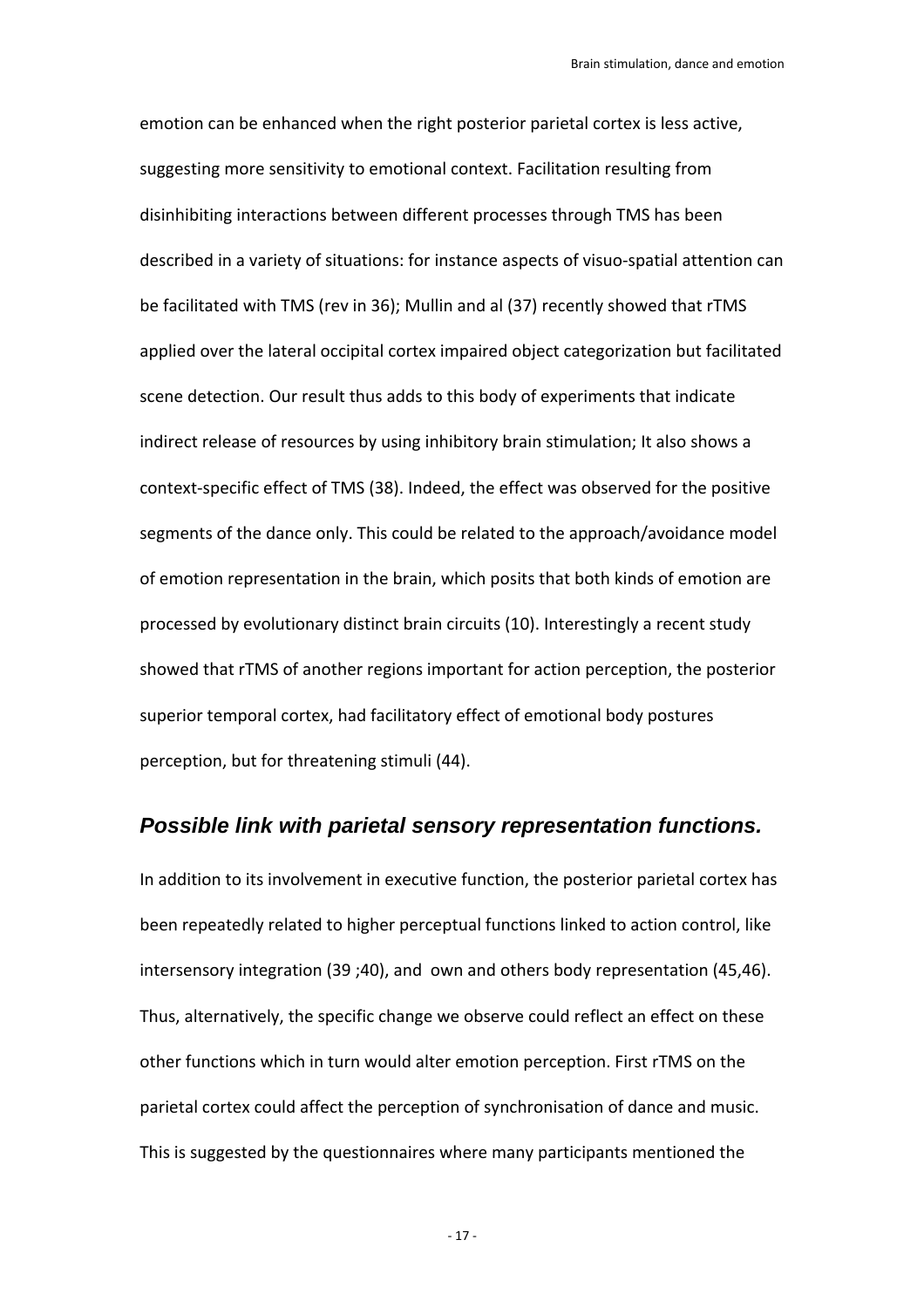emotion can be enhanced when the right posterior parietal cortex is less active, suggesting more sensitivity to emotional context. Facilitation resulting from disinhibiting interactions between different processes through TMS has been described in a variety of situations: for instance aspects of visuo-spatial attention can be facilitated with TMS (rev in 36); Mullin and al (37) recently showed that rTMS applied over the lateral occipital cortex impaired object categorization but facilitated scene detection. Our result thus adds to this body of experiments that indicate indirect release of resources by using inhibitory brain stimulation; It also shows a context-specific effect of TMS (38). Indeed, the effect was observed for the positive segments of the dance only. This could be related to the approach/avoidance model of emotion representation in the brain, which posits that both kinds of emotion are processed by evolutionary distinct brain circuits (10). Interestingly a recent study showed that rTMS of another regions important for action perception, the posterior superior temporal cortex, had facilitatory effect of emotional body postures perception, but for threatening stimuli (44).

### *Possible link with parietal sensory representation functions.*

In addition to its involvement in executive function, the posterior parietal cortex has been repeatedly related to higher perceptual functions linked to action control, like intersensory integration (39 ;40), and own and others body representation (45,46). Thus, alternatively, the specific change we observe could reflect an effect on these other functions which in turn would alter emotion perception. First rTMS on the parietal cortex could affect the perception of synchronisation of dance and music. This is suggested by the questionnaires where many participants mentioned the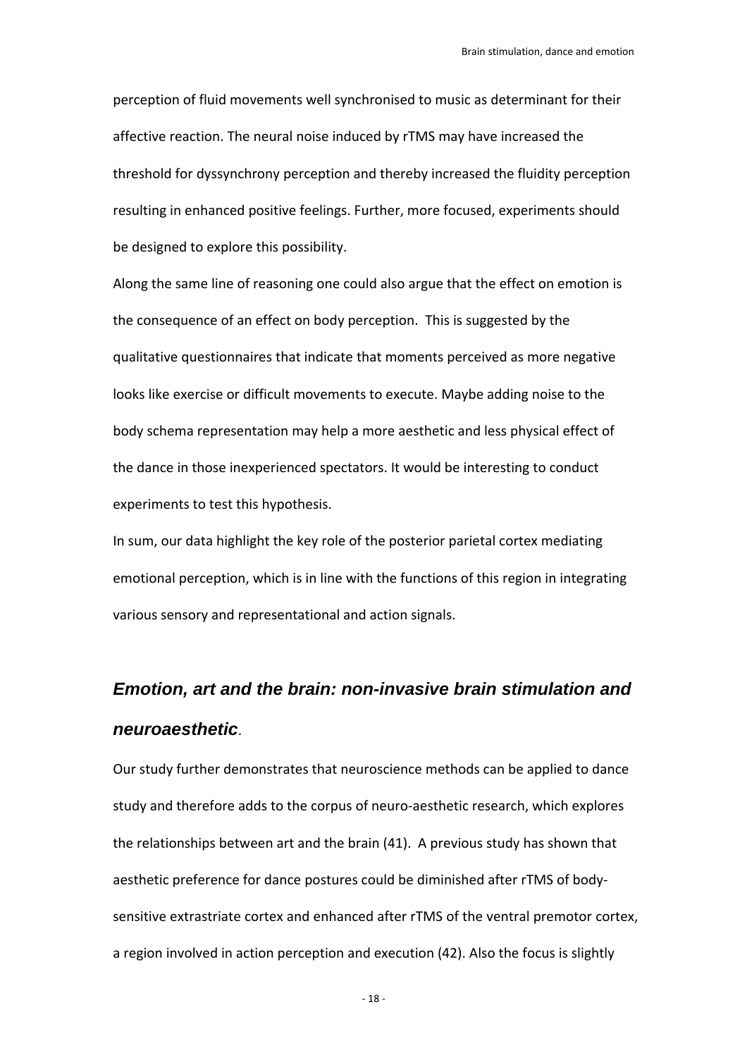perception of fluid movements well synchronised to music as determinant for their affective reaction. The neural noise induced by rTMS may have increased the threshold for dyssynchrony perception and thereby increased the fluidity perception resulting in enhanced positive feelings. Further, more focused, experiments should be designed to explore this possibility.

Along the same line of reasoning one could also argue that the effect on emotion is the consequence of an effect on body perception. This is suggested by the qualitative questionnaires that indicate that moments perceived as more negative looks like exercise or difficult movements to execute. Maybe adding noise to the body schema representation may help a more aesthetic and less physical effect of the dance in those inexperienced spectators. It would be interesting to conduct experiments to test this hypothesis.

In sum, our data highlight the key role of the posterior parietal cortex mediating emotional perception, which is in line with the functions of this region in integrating various sensory and representational and action signals.

## ***Emotion, art and the brain: non-invasive brain stimulation and neuroaesthetic***.

Our study further demonstrates that neuroscience methods can be applied to dance study and therefore adds to the corpus of neuro-aesthetic research, which explores the relationships between art and the brain (41). A previous study has shown that aesthetic preference for dance postures could be diminished after rTMS of body-sensitive extrastriate cortex and enhanced after rTMS of the ventral premotor cortex, a region involved in action perception and execution (42). Also the focus is slightly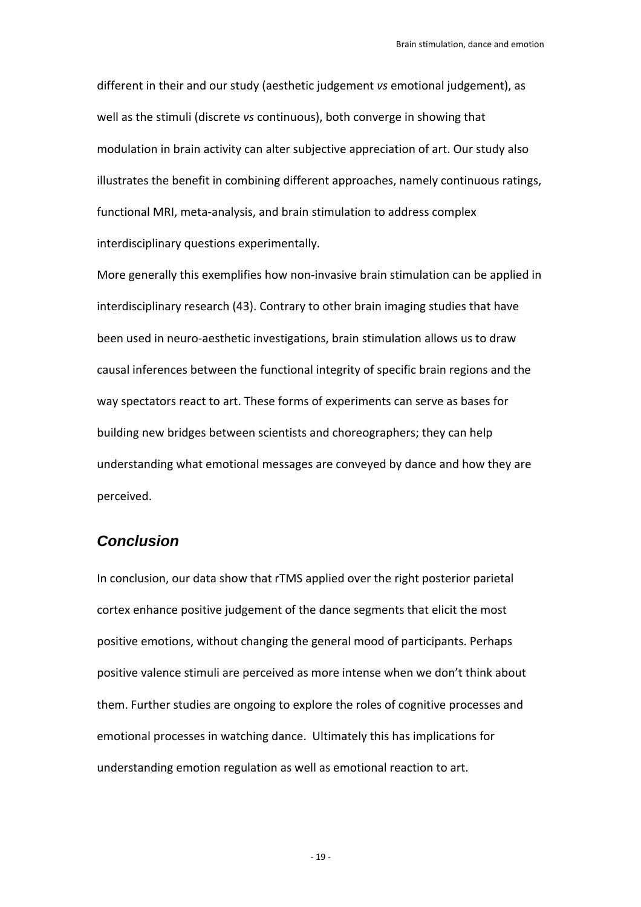different in their and our study (aesthetic judgement *vs* emotional judgement), as well as the stimuli (discrete *vs* continuous), both converge in showing that modulation in brain activity can alter subjective appreciation of art. Our study also illustrates the benefit in combining different approaches, namely continuous ratings, functional MRI, meta-analysis, and brain stimulation to address complex interdisciplinary questions experimentally.

More generally this exemplifies how non-invasive brain stimulation can be applied in interdisciplinary research (43). Contrary to other brain imaging studies that have been used in neuro-aesthetic investigations, brain stimulation allows us to draw causal inferences between the functional integrity of specific brain regions and the way spectators react to art. These forms of experiments can serve as bases for building new bridges between scientists and choreographers; they can help understanding what emotional messages are conveyed by dance and how they are perceived.

## Conclusion

In conclusion, our data show that rTMS applied over the right posterior parietal cortex enhance positive judgement of the dance segments that elicit the most positive emotions, without changing the general mood of participants. Perhaps positive valence stimuli are perceived as more intense when we don't think about them. Further studies are ongoing to explore the roles of cognitive processes and emotional processes in watching dance. Ultimately this has implications for understanding emotion regulation as well as emotional reaction to art.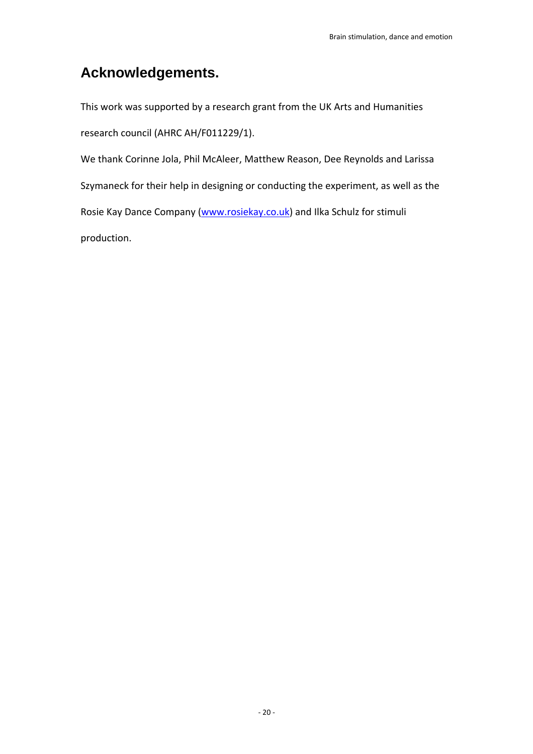## Acknowledgements.

This work was supported by a research grant from the UK Arts and Humanities research council (AHRC AH/F011229/1).

We thank Corinne Jola, Phil McAleer, Matthew Reason, Dee Reynolds and Larissa Szymaneck for their help in designing or conducting the experiment, as well as the Rosie Kay Dance Company ([www.rosiekay.co.uk](http://www.rosiekay.co.uk)) and Ilka Schulz for stimuli production.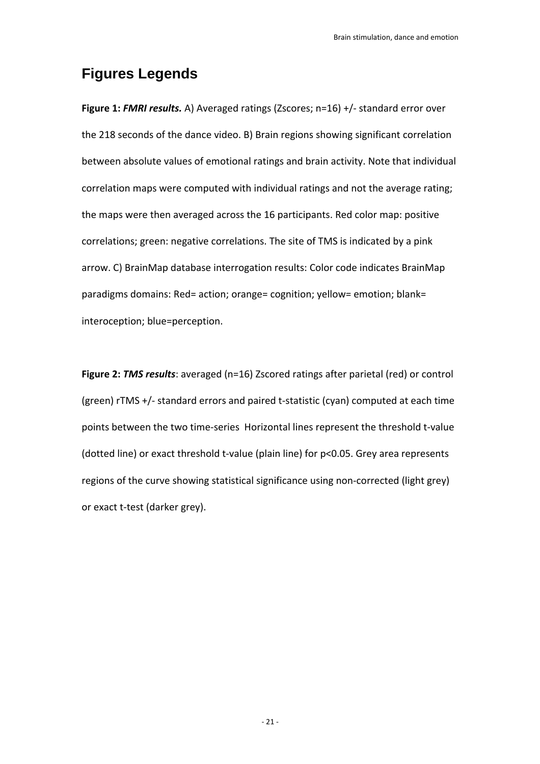## Figures Legends

**Figure 1:** ***FMRI results.*** A) Averaged ratings (Zscores; n=16) +/- standard error over the 218 seconds of the dance video. B) Brain regions showing significant correlation between absolute values of emotional ratings and brain activity. Note that individual correlation maps were computed with individual ratings and not the average rating; the maps were then averaged across the 16 participants. Red color map: positive correlations; green: negative correlations. The site of TMS is indicated by a pink arrow. C) BrainMap database interrogation results: Color code indicates BrainMap paradigms domains: Red= action; orange= cognition; yellow= emotion; blank= interoception; blue=perception.

**Figure 2:** ***TMS results***: averaged (n=16) Zscored ratings after parietal (red) or control (green) rTMS +/- standard errors and paired t-statistic (cyan) computed at each time points between the two time-series Horizontal lines represent the threshold t-value (dotted line) or exact threshold t-value (plain line) for $p<0.05$. Grey area represents regions of the curve showing statistical significance using non-corrected (light grey) or exact t-test (darker grey).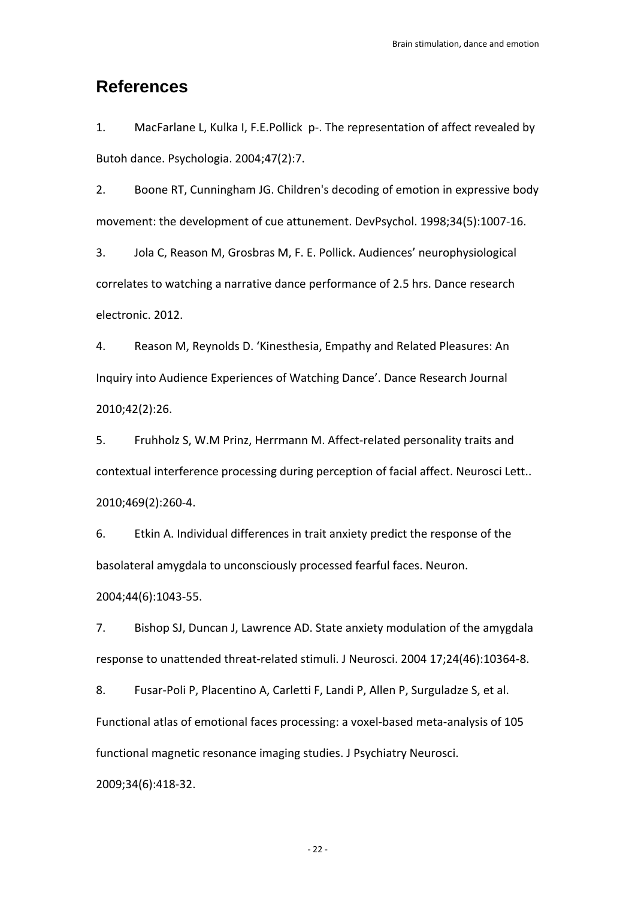## References

1. MacFarlane L, Kulka I, F.E.Pollick p-. The representation of affect revealed by Butoh dance. Psychologia. 2004;47(2):7.

2. Boone RT, Cunningham JG. Children's decoding of emotion in expressive body movement: the development of cue attunement. DevPsychol. 1998;34(5):1007-16.

3. Jola C, Reason M, Grosbras M, F. E. Pollick. Audiences' neurophysiological correlates to watching a narrative dance performance of 2.5 hrs. Dance research electronic. 2012.

4. Reason M, Reynolds D. 'Kinesthesia, Empathy and Related Pleasures: An Inquiry into Audience Experiences of Watching Dance'. Dance Research Journal 2010;42(2):26.

5. Fruhholz S, W.M Prinz, Herrmann M. Affect-related personality traits and contextual interference processing during perception of facial affect. Neurosci Lett.. 2010;469(2):260-4.

6. Etkin A. Individual differences in trait anxiety predict the response of the basolateral amygdala to unconsciously processed fearful faces. Neuron. 2004;44(6):1043-55.

7. Bishop SJ, Duncan J, Lawrence AD. State anxiety modulation of the amygdala response to unattended threat-related stimuli. J Neurosci. 2004 17;24(46):10364-8.

8. Fusar-Poli P, Placentino A, Carletti F, Landi P, Allen P, Surguladze S, et al. Functional atlas of emotional faces processing: a voxel-based meta-analysis of 105 functional magnetic resonance imaging studies. J Psychiatry Neurosci. 2009;34(6):418-32.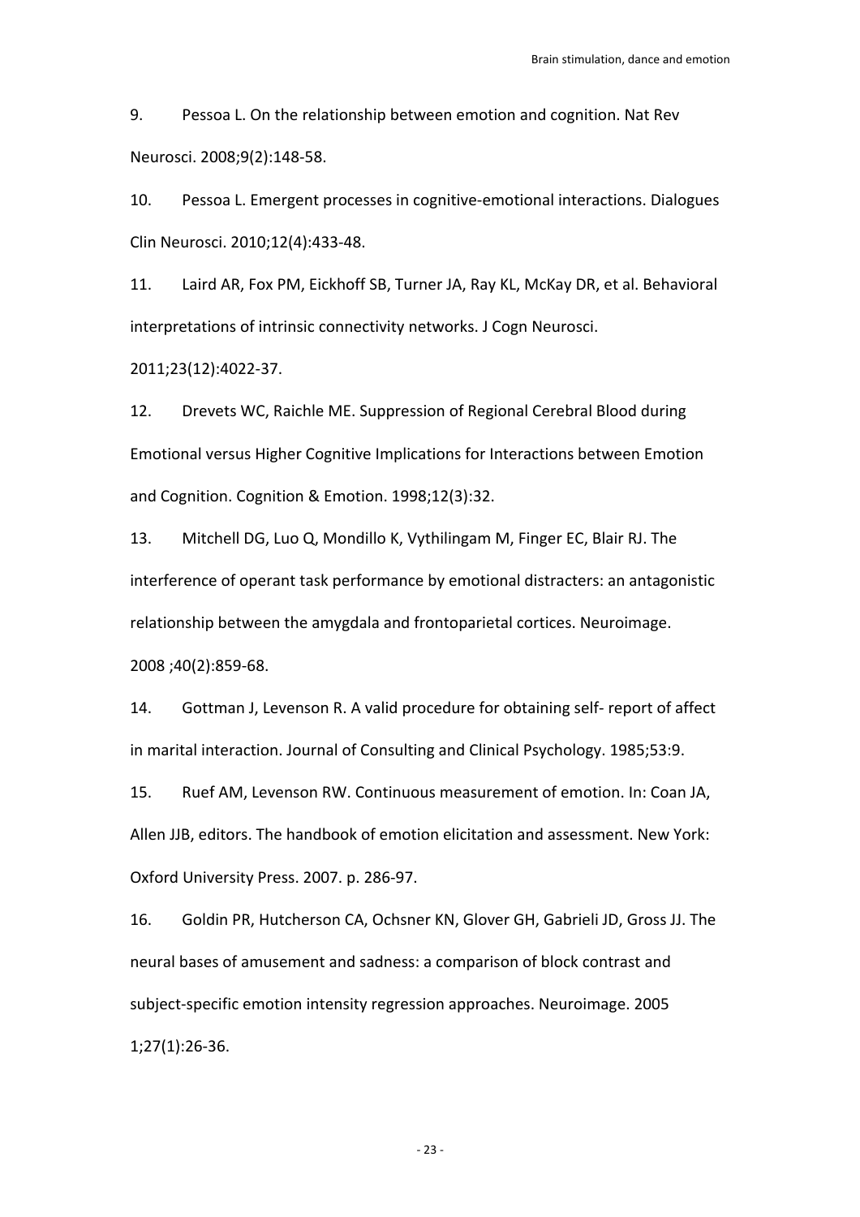9. Pessoa L. On the relationship between emotion and cognition. Nat Rev Neurosci. 2008;9(2):148-58.

10. Pessoa L. Emergent processes in cognitive-emotional interactions. Dialogues Clin Neurosci. 2010;12(4):433-48.

11. Laird AR, Fox PM, Eickhoff SB, Turner JA, Ray KL, McKay DR, et al. Behavioral interpretations of intrinsic connectivity networks. J Cogn Neurosci. 2011;23(12):4022-37.

12. Drevets WC, Raichle ME. Suppression of Regional Cerebral Blood during Emotional versus Higher Cognitive Implications for Interactions between Emotion and Cognition. Cognition & Emotion. 1998;12(3):32.

13. Mitchell DG, Luo Q, Mondillo K, Vythilingam M, Finger EC, Blair RJ. The interference of operant task performance by emotional distracters: an antagonistic relationship between the amygdala and frontoparietal cortices. Neuroimage. 2008 ;40(2):859-68.

14. Gottman J, Levenson R. A valid procedure for obtaining self- report of affect in marital interaction. Journal of Consulting and Clinical Psychology. 1985;53:9.

15. Ruef AM, Levenson RW. Continuous measurement of emotion. In: Coan JA, Allen JJB, editors. The handbook of emotion elicitation and assessment. New York: Oxford University Press. 2007. p. 286-97.

16. Goldin PR, Hutcherson CA, Ochsner KN, Glover GH, Gabrieli JD, Gross JJ. The neural bases of amusement and sadness: a comparison of block contrast and subject-specific emotion intensity regression approaches. Neuroimage. 2005 1;27(1):26-36.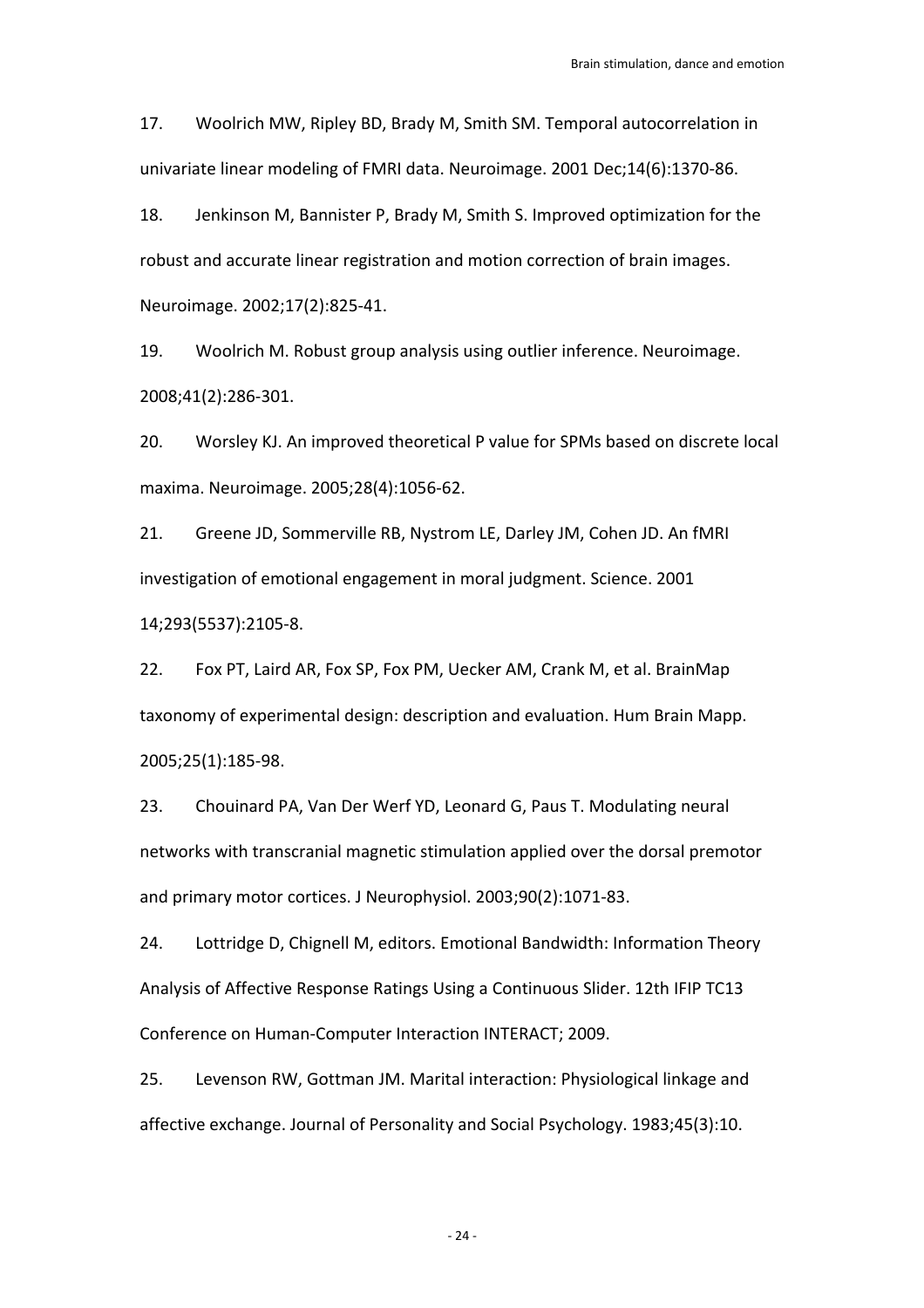17. Woolrich MW, Ripley BD, Brady M, Smith SM. Temporal autocorrelation in univariate linear modeling of FMRI data. Neuroimage. 2001 Dec;14(6):1370-86.

18. Jenkinson M, Bannister P, Brady M, Smith S. Improved optimization for the robust and accurate linear registration and motion correction of brain images. Neuroimage. 2002;17(2):825-41.

19. Woolrich M. Robust group analysis using outlier inference. Neuroimage. 2008;41(2):286-301.

20. Worsley KJ. An improved theoretical P value for SPMs based on discrete local maxima. Neuroimage. 2005;28(4):1056-62.

21. Greene JD, Sommerville RB, Nystrom LE, Darley JM, Cohen JD. An fMRI investigation of emotional engagement in moral judgment. Science. 2001 14;293(5537):2105-8.

22. Fox PT, Laird AR, Fox SP, Fox PM, Uecker AM, Crank M, et al. BrainMap taxonomy of experimental design: description and evaluation. Hum Brain Mapp. 2005;25(1):185-98.

23. Chouinard PA, Van Der Werf YD, Leonard G, Paus T. Modulating neural networks with transcranial magnetic stimulation applied over the dorsal premotor and primary motor cortices. J Neurophysiol. 2003;90(2):1071-83.

24. Lottridge D, Chignell M, editors. Emotional Bandwidth: Information Theory Analysis of Affective Response Ratings Using a Continuous Slider. 12th IFIP TC13 Conference on Human-Computer Interaction INTERACT; 2009.

25. Levenson RW, Gottman JM. Marital interaction: Physiological linkage and affective exchange. Journal of Personality and Social Psychology. 1983;45(3):10.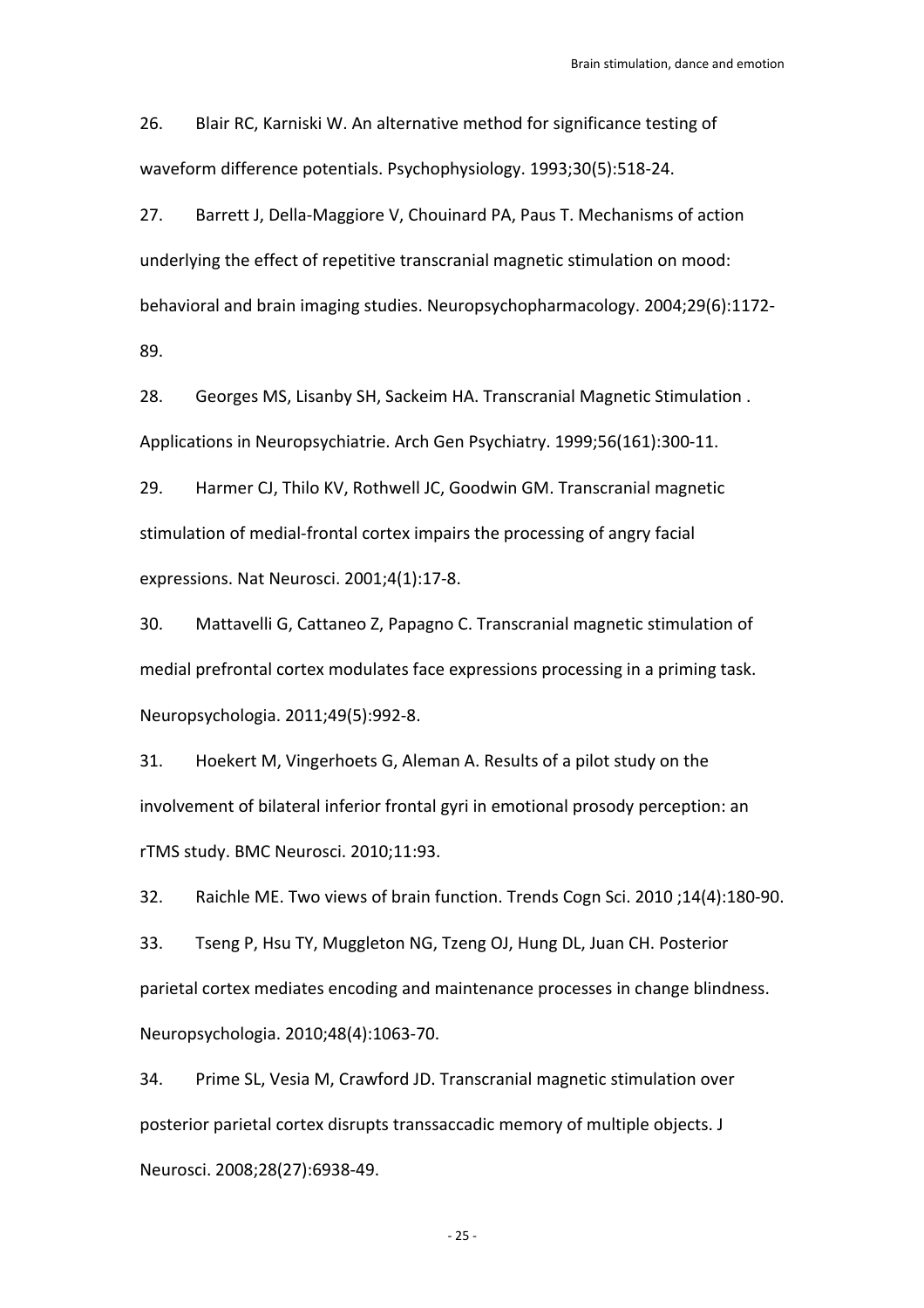26. Blair RC, Karniski W. An alternative method for significance testing of waveform difference potentials. Psychophysiology. 1993;30(5):518-24.

27. Barrett J, Della-Maggiore V, Chouinard PA, Paus T. Mechanisms of action underlying the effect of repetitive transcranial magnetic stimulation on mood: behavioral and brain imaging studies. Neuropsychopharmacology. 2004;29(6):1172-89.

28. Georges MS, Lisanby SH, Sackeim HA. Transcranial Magnetic Stimulation . Applications in Neuropsychiatrie. Arch Gen Psychiatry. 1999;56(161):300-11.

29. Harmer CJ, Thilo KV, Rothwell JC, Goodwin GM. Transcranial magnetic stimulation of medial-frontal cortex impairs the processing of angry facial expressions. Nat Neurosci. 2001;4(1):17-8.

30. Mattavelli G, Cattaneo Z, Papagno C. Transcranial magnetic stimulation of medial prefrontal cortex modulates face expressions processing in a priming task. Neuropsychologia. 2011;49(5):992-8.

31. Hoekert M, Vingerhoets G, Aleman A. Results of a pilot study on the involvement of bilateral inferior frontal gyri in emotional prosody perception: an rTMS study. BMC Neurosci. 2010;11:93.

32. Raichle ME. Two views of brain function. Trends Cogn Sci. 2010 ;14(4):180-90.

33. Tseng P, Hsu TY, Muggleton NG, Tzeng OJ, Hung DL, Juan CH. Posterior parietal cortex mediates encoding and maintenance processes in change blindness. Neuropsychologia. 2010;48(4):1063-70.

34. Prime SL, Vesia M, Crawford JD. Transcranial magnetic stimulation over posterior parietal cortex disrupts transsaccadic memory of multiple objects. J Neurosci. 2008;28(27):6938-49.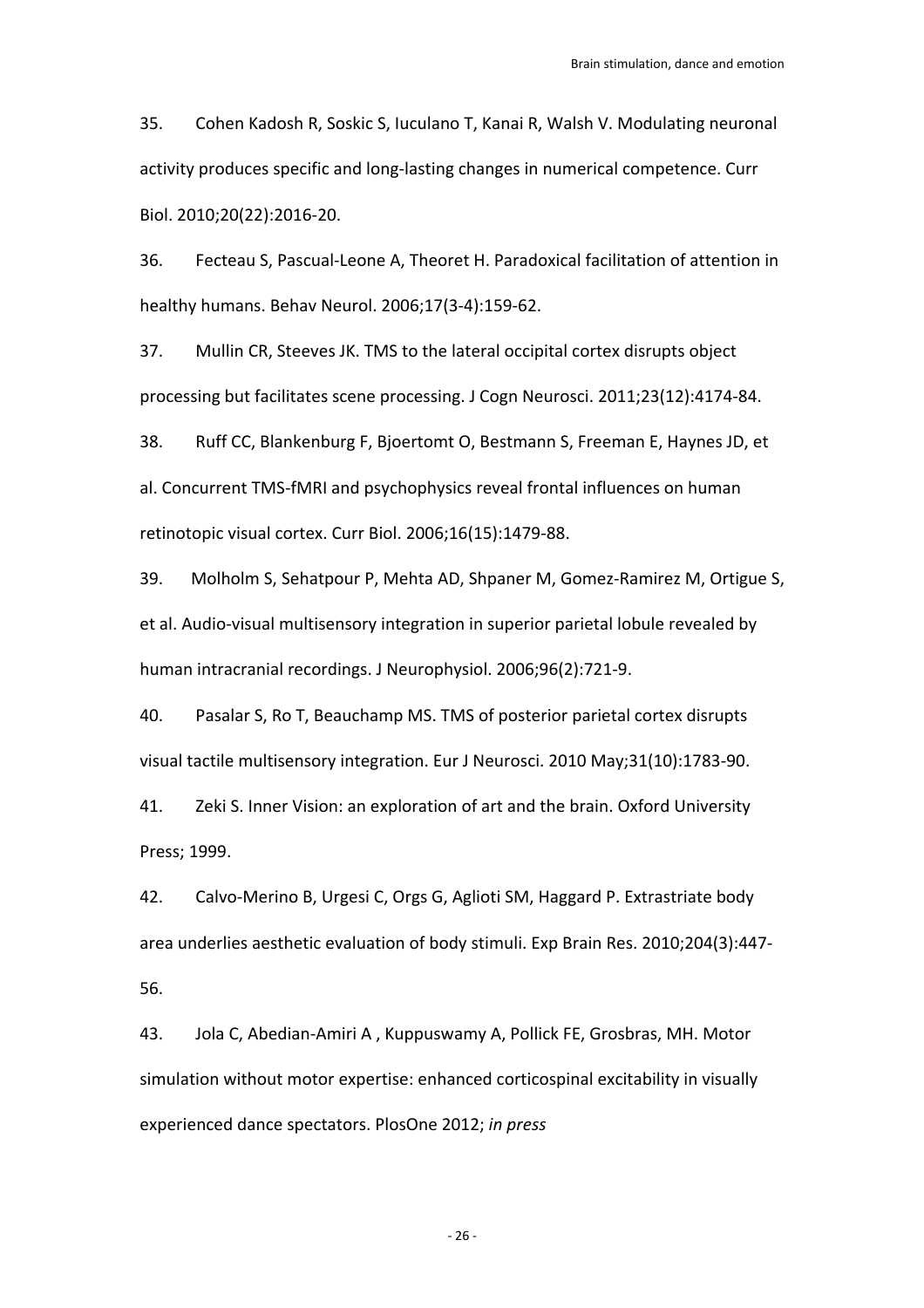35. Cohen Kadosh R, Soskic S, Iuculano T, Kanai R, Walsh V. Modulating neuronal activity produces specific and long-lasting changes in numerical competence. Curr Biol. 2010;20(22):2016-20.

36. Fecteau S, Pascual-Leone A, Theoret H. Paradoxical facilitation of attention in healthy humans. Behav Neurol. 2006;17(3-4):159-62.

37. Mullin CR, Steeves JK. TMS to the lateral occipital cortex disrupts object processing but facilitates scene processing. J Cogn Neurosci. 2011;23(12):4174-84.

38. Ruff CC, Blankenburg F, Bjoertomt O, Bestmann S, Freeman E, Haynes JD, et al. Concurrent TMS-fMRI and psychophysics reveal frontal influences on human retinotopic visual cortex. Curr Biol. 2006;16(15):1479-88.

39. Molholm S, Sehatpour P, Mehta AD, Shpaner M, Gomez-Ramirez M, Ortigue S, et al. Audio-visual multisensory integration in superior parietal lobule revealed by human intracranial recordings. J Neurophysiol. 2006;96(2):721-9.

40. Pasalar S, Ro T, Beauchamp MS. TMS of posterior parietal cortex disrupts visual tactile multisensory integration. Eur J Neurosci. 2010 May;31(10):1783-90.

41. Zeki S. Inner Vision: an exploration of art and the brain. Oxford University Press; 1999.

42. Calvo-Merino B, Urgesi C, Orgs G, Aglioti SM, Haggard P. Extrastriate body area underlies aesthetic evaluation of body stimuli. Exp Brain Res. 2010;204(3):447-56.

43. Jola C, Abedian-Amiri A , Kuppuswamy A, Pollick FE, Grosbras, MH. Motor simulation without motor expertise: enhanced corticospinal excitability in visually experienced dance spectators. PlosOne 2012; *in press*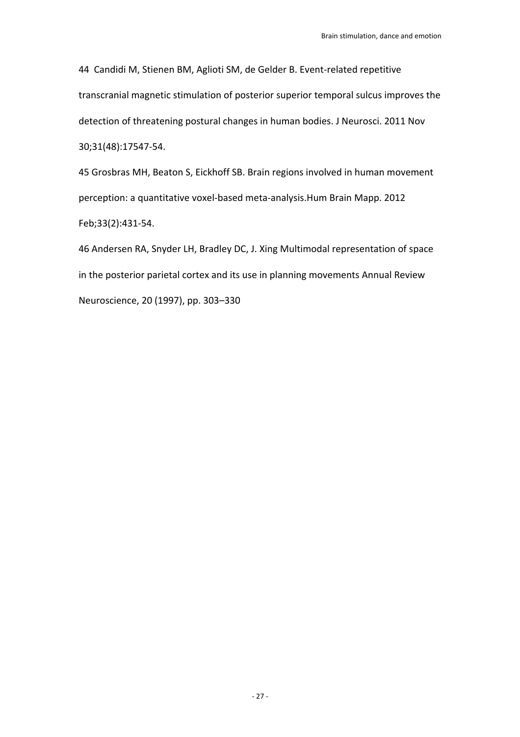44 Candidi M, Stienen BM, Aglioti SM, de Gelder B. Event-related repetitive transcranial magnetic stimulation of posterior superior temporal sulcus improves the detection of threatening postural changes in human bodies. J Neurosci. 2011 Nov 30;31(48):17547-54.

45 Grosbras MH, Beaton S, Eickhoff SB. Brain regions involved in human movement perception: a quantitative voxel-based meta-analysis.Hum Brain Mapp. 2012 Feb;33(2):431-54.

46 Andersen RA, Snyder LH, Bradley DC, J. Xing Multimodal representation of space in the posterior parietal cortex and its use in planning movements Annual Review Neuroscience, 20 (1997), pp. 303–330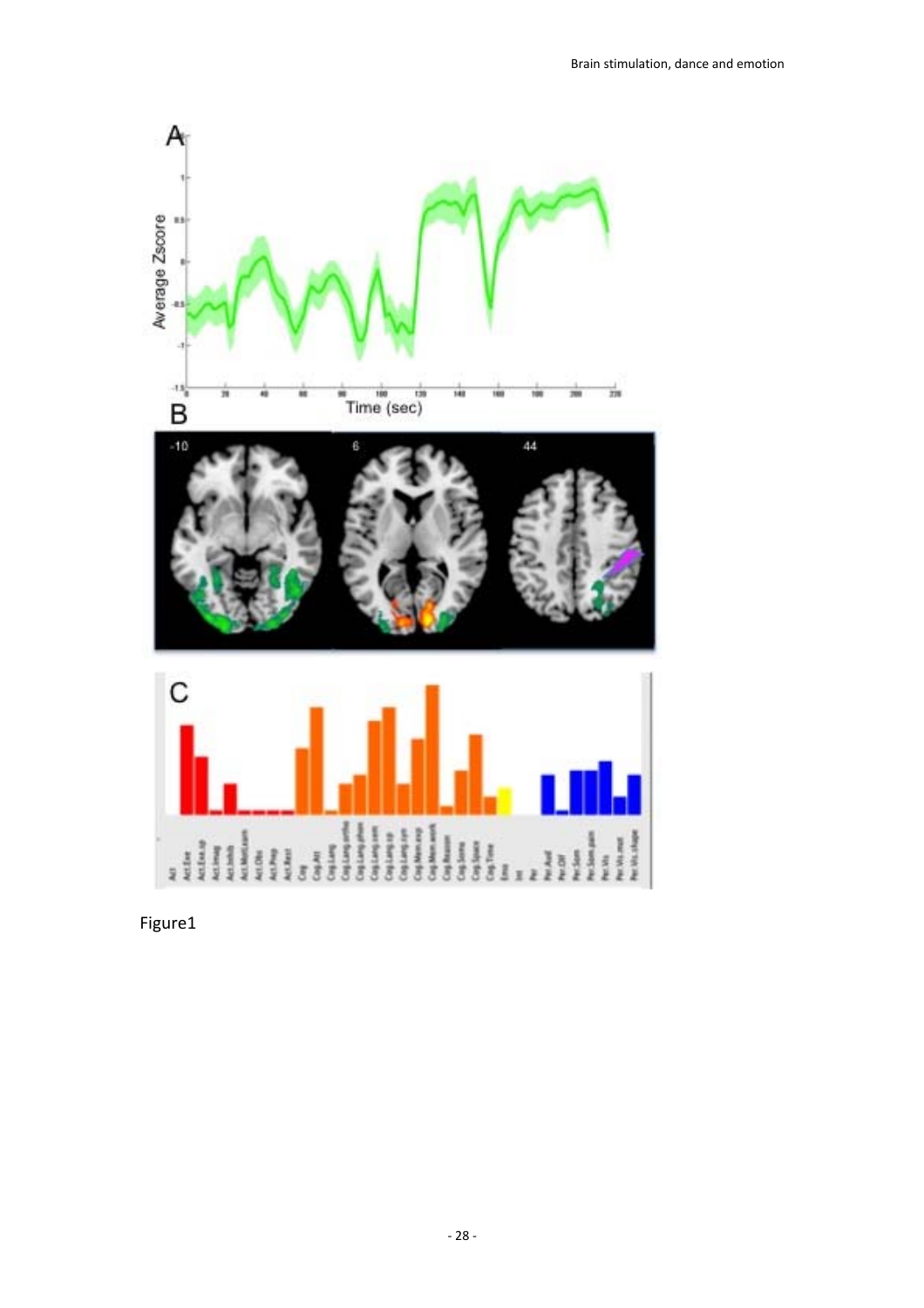Figure1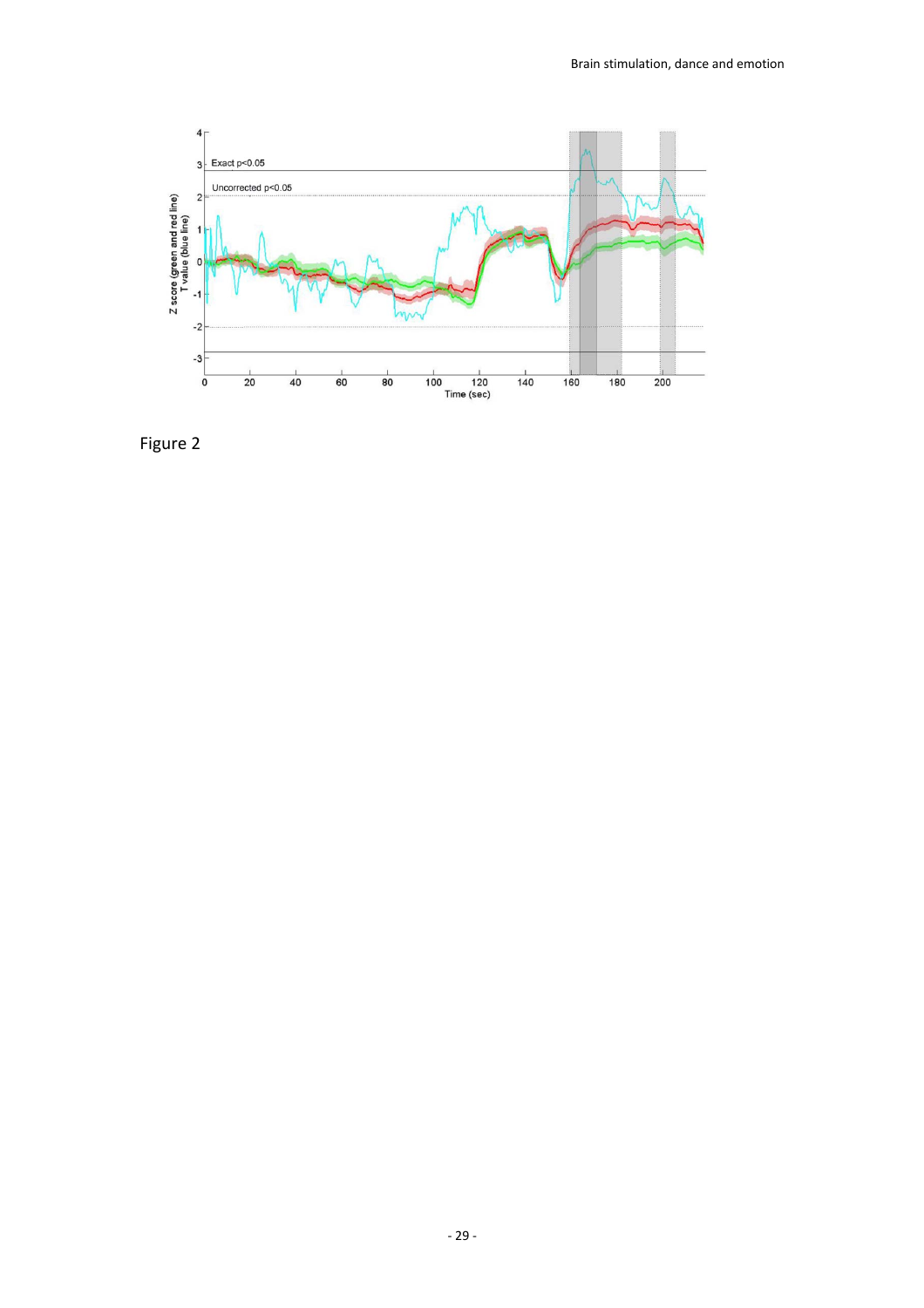4

3 Exact p<0.05

2 Uncorrected p<0.05

1

0

-1

-2

-3

Z score (green and red line)
T value (blue line)

0 20 40 60 80 100 120 140 160 180 200

Time (sec)

Figure 2